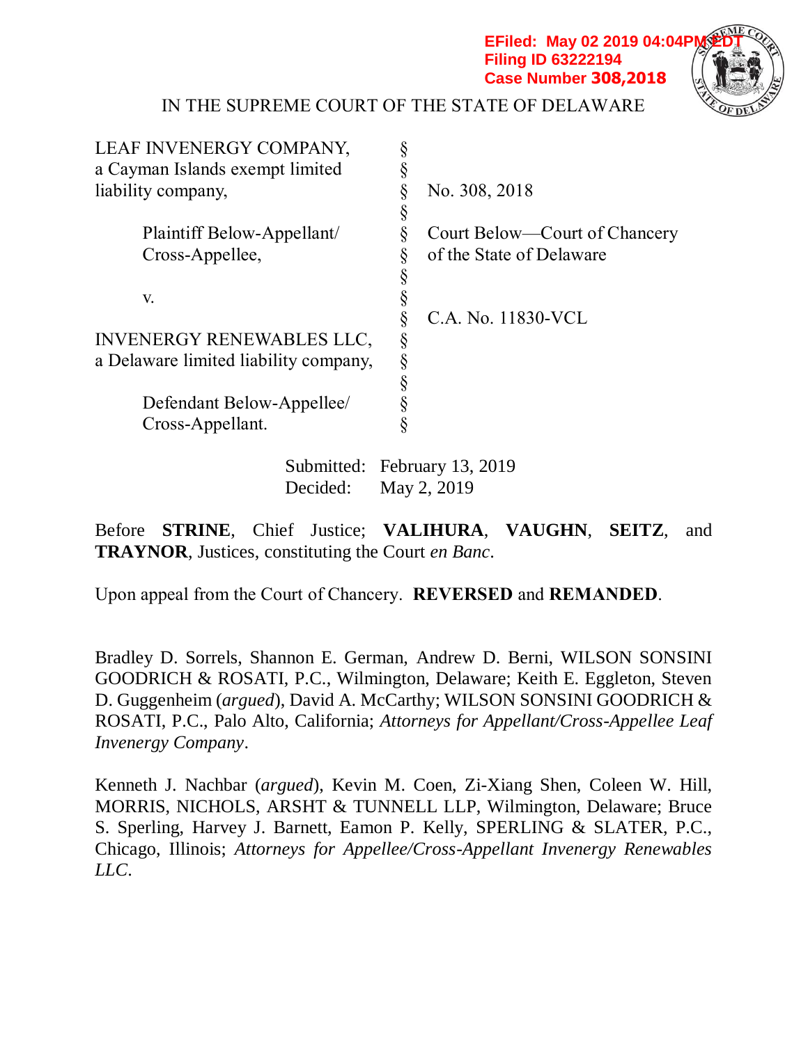EFiled: May 02 2019 04:04PM EDT
Filing ID 63222194
Case Number 308,2018

IN THE SUPREME COURT OF THE STATE OF DELAWARE

| | | |
|---|---|---|
| LEAF INVENERGY COMPANY, a Cayman Islands exempt limited liability company, | § | No. 308, 2018 |
| Plaintiff Below-Appellant/ Cross-Appellee, | § | Court Below—Court of Chancery of the State of Delaware |
| v. | § | C.A. No. 11830-VCL |
| INVENERGY RENEWABLES LLC, a Delaware limited liability company, | § | |
| Defendant Below-Appellee/ Cross-Appellant. | § | |

Submitted: February 13, 2019
Decided: May 2, 2019

Before **STRINE**, Chief Justice; **VALIHURA**, **VAUGHN**, **SEITZ**, and **TRAYNOR**, Justices, constituting the Court *en Banc*.

Upon appeal from the Court of Chancery. **REVERSED** and **REMANDED**.

Bradley D. Sorrels, Shannon E. German, Andrew D. Berni, WILSON SONSINI GOODRICH & ROSATI, P.C., Wilmington, Delaware; Keith E. Eggleton, Steven D. Guggenheim (*argued*), David A. McCarthy; WILSON SONSINI GOODRICH & ROSATI, P.C., Palo Alto, California; *Attorneys for Appellant/Cross-Appellee Leaf Invenergy Company*.

Kenneth J. Nachbar (*argued*), Kevin M. Coen, Zi-Xiang Shen, Coleen W. Hill, MORRIS, NICHOLS, ARSHT & TUNNELL LLP, Wilmington, Delaware; Bruce S. Sperling, Harvey J. Barnett, Eamon P. Kelly, SPERLING & SLATER, P.C., Chicago, Illinois; *Attorneys for Appellee/Cross-Appellant Invenergy Renewables LLC*.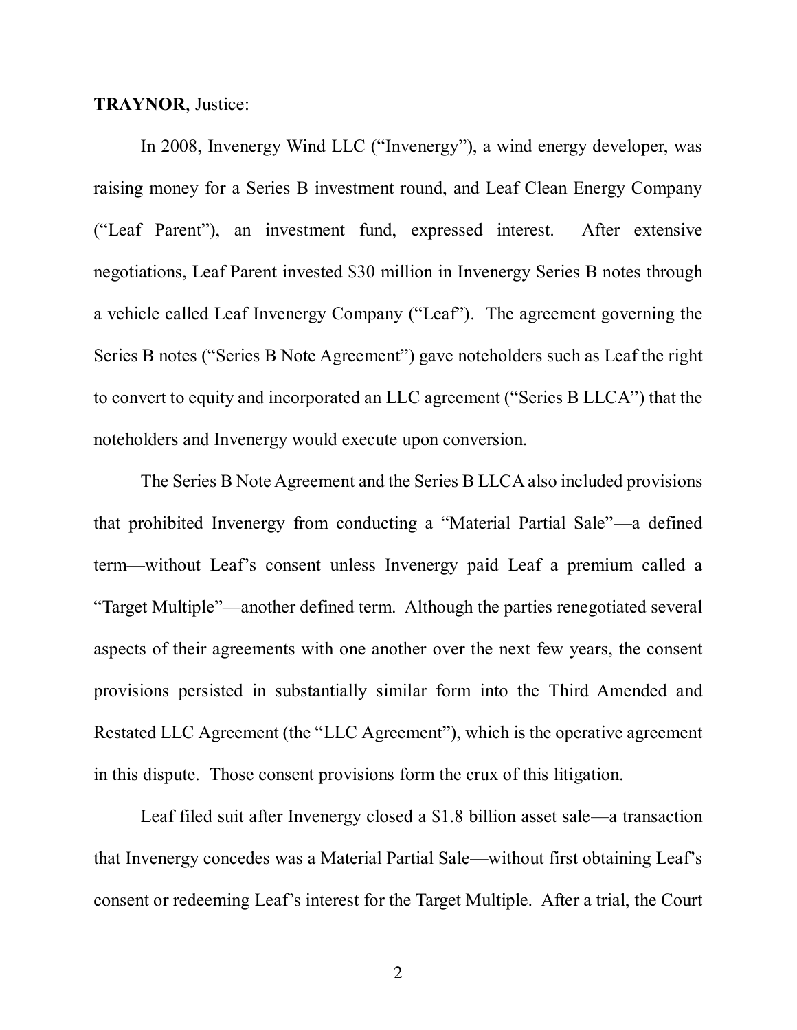**TRAYNOR**, Justice:

In 2008, Invenergy Wind LLC ("Invenergy"), a wind energy developer, was raising money for a Series B investment round, and Leaf Clean Energy Company ("Leaf Parent"), an investment fund, expressed interest. After extensive negotiations, Leaf Parent invested \$30 million in Invenergy Series B notes through a vehicle called Leaf Invenergy Company ("Leaf"). The agreement governing the Series B notes ("Series B Note Agreement") gave noteholders such as Leaf the right to convert to equity and incorporated an LLC agreement ("Series B LLCA") that the noteholders and Invenergy would execute upon conversion.

The Series B Note Agreement and the Series B LLCA also included provisions that prohibited Invenergy from conducting a "Material Partial Sale"—a defined term—without Leaf's consent unless Invenergy paid Leaf a premium called a "Target Multiple"—another defined term. Although the parties renegotiated several aspects of their agreements with one another over the next few years, the consent provisions persisted in substantially similar form into the Third Amended and Restated LLC Agreement (the "LLC Agreement"), which is the operative agreement in this dispute. Those consent provisions form the crux of this litigation.

Leaf filed suit after Invenergy closed a \$1.8 billion asset sale—a transaction that Invenergy concedes was a Material Partial Sale—without first obtaining Leaf's consent or redeeming Leaf's interest for the Target Multiple. After a trial, the Court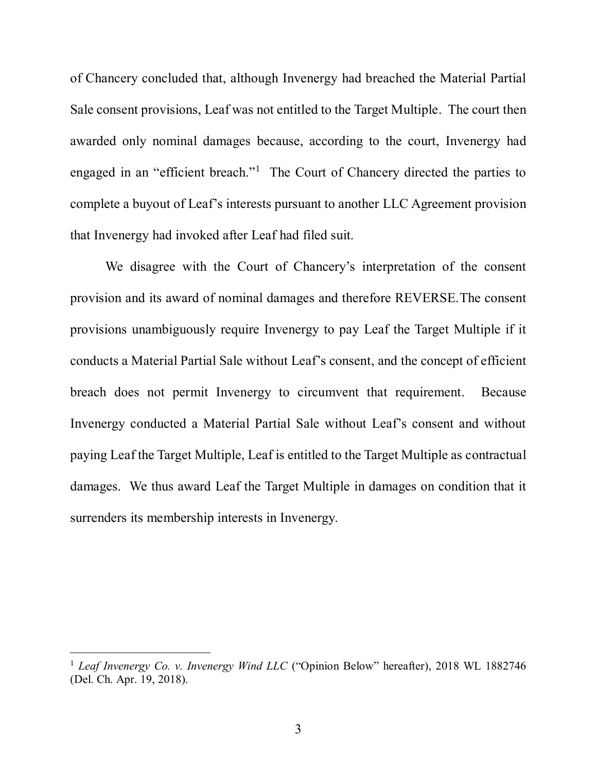of Chancery concluded that, although Invenergy had breached the Material Partial Sale consent provisions, Leaf was not entitled to the Target Multiple. The court then awarded only nominal damages because, according to the court, Invenergy had engaged in an "efficient breach."[1] The Court of Chancery directed the parties to complete a buyout of Leaf's interests pursuant to another LLC Agreement provision that Invenergy had invoked after Leaf had filed suit.

We disagree with the Court of Chancery's interpretation of the consent provision and its award of nominal damages and therefore REVERSE. The consent provisions unambiguously require Invenergy to pay Leaf the Target Multiple if it conducts a Material Partial Sale without Leaf's consent, and the concept of efficient breach does not permit Invenergy to circumvent that requirement. Because Invenergy conducted a Material Partial Sale without Leaf's consent and without paying Leaf the Target Multiple, Leaf is entitled to the Target Multiple as contractual damages. We thus award Leaf the Target Multiple in damages on condition that it surrenders its membership interests in Invenergy.

---

[1] *Leaf Invenergy Co. v. Invenergy Wind LLC* ("Opinion Below" hereafter), 2018 WL 1882746 (Del. Ch. Apr. 19, 2018).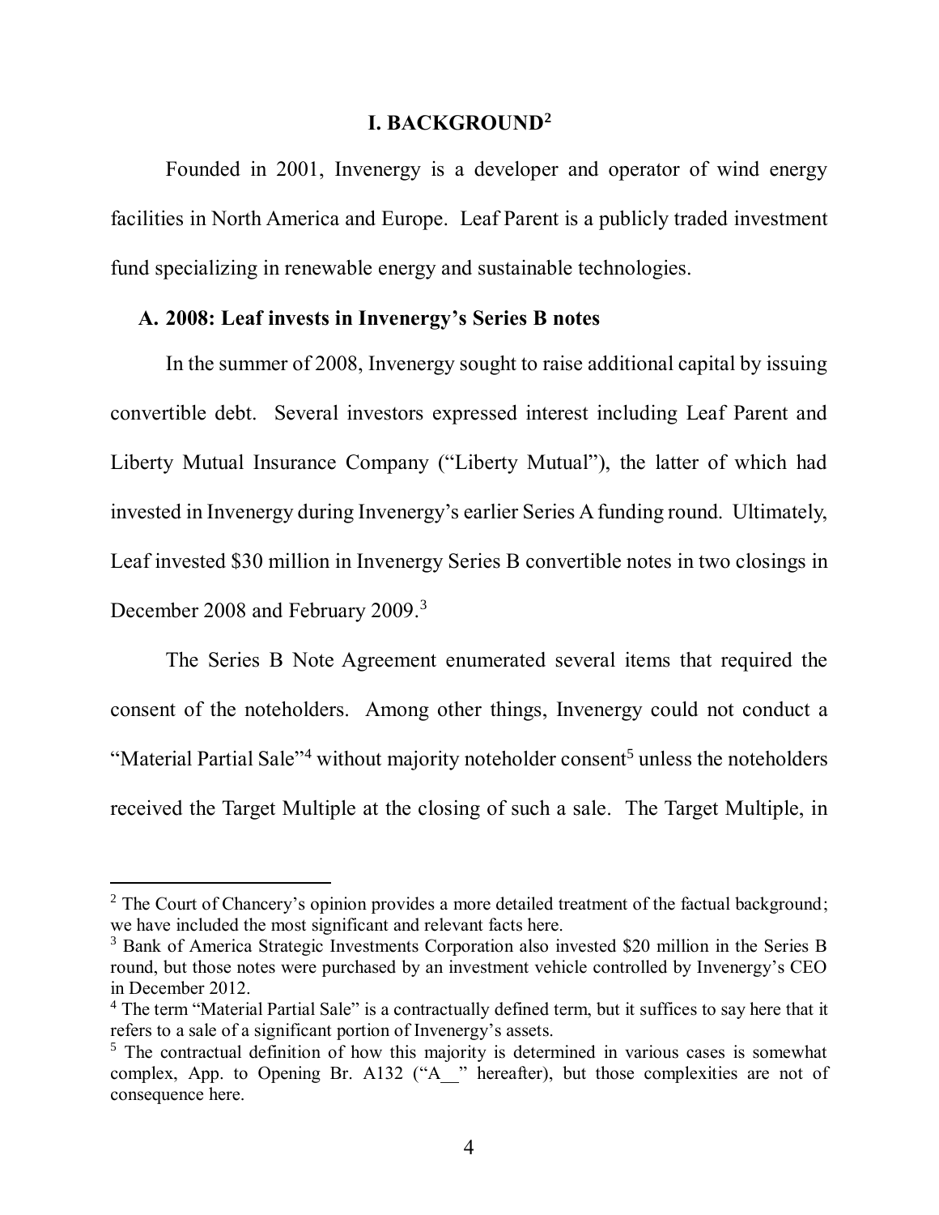## I. BACKGROUND[2]

Founded in 2001, Invenergy is a developer and operator of wind energy facilities in North America and Europe. Leaf Parent is a publicly traded investment fund specializing in renewable energy and sustainable technologies.

### A. 2008: Leaf invests in Invenergy's Series B notes

In the summer of 2008, Invenergy sought to raise additional capital by issuing convertible debt. Several investors expressed interest including Leaf Parent and Liberty Mutual Insurance Company ("Liberty Mutual"), the latter of which had invested in Invenergy during Invenergy's earlier Series A funding round. Ultimately, Leaf invested $30 million in Invenergy Series B convertible notes in two closings in December 2008 and February 2009.[3]

The Series B Note Agreement enumerated several items that required the consent of the noteholders. Among other things, Invenergy could not conduct a "Material Partial Sale"[4] without majority noteholder consent[5] unless the noteholders received the Target Multiple at the closing of such a sale. The Target Multiple, in

---

[2] The Court of Chancery's opinion provides a more detailed treatment of the factual background; we have included the most significant and relevant facts here.

[3] Bank of America Strategic Investments Corporation also invested $20 million in the Series B round, but those notes were purchased by an investment vehicle controlled by Invenergy's CEO in December 2012.

[4] The term "Material Partial Sale" is a contractually defined term, but it suffices to say here that it refers to a sale of a significant portion of Invenergy's assets.

[5] The contractual definition of how this majority is determined in various cases is somewhat complex, App. to Opening Br. A132 ("A__" hereafter), but those complexities are not of consequence here.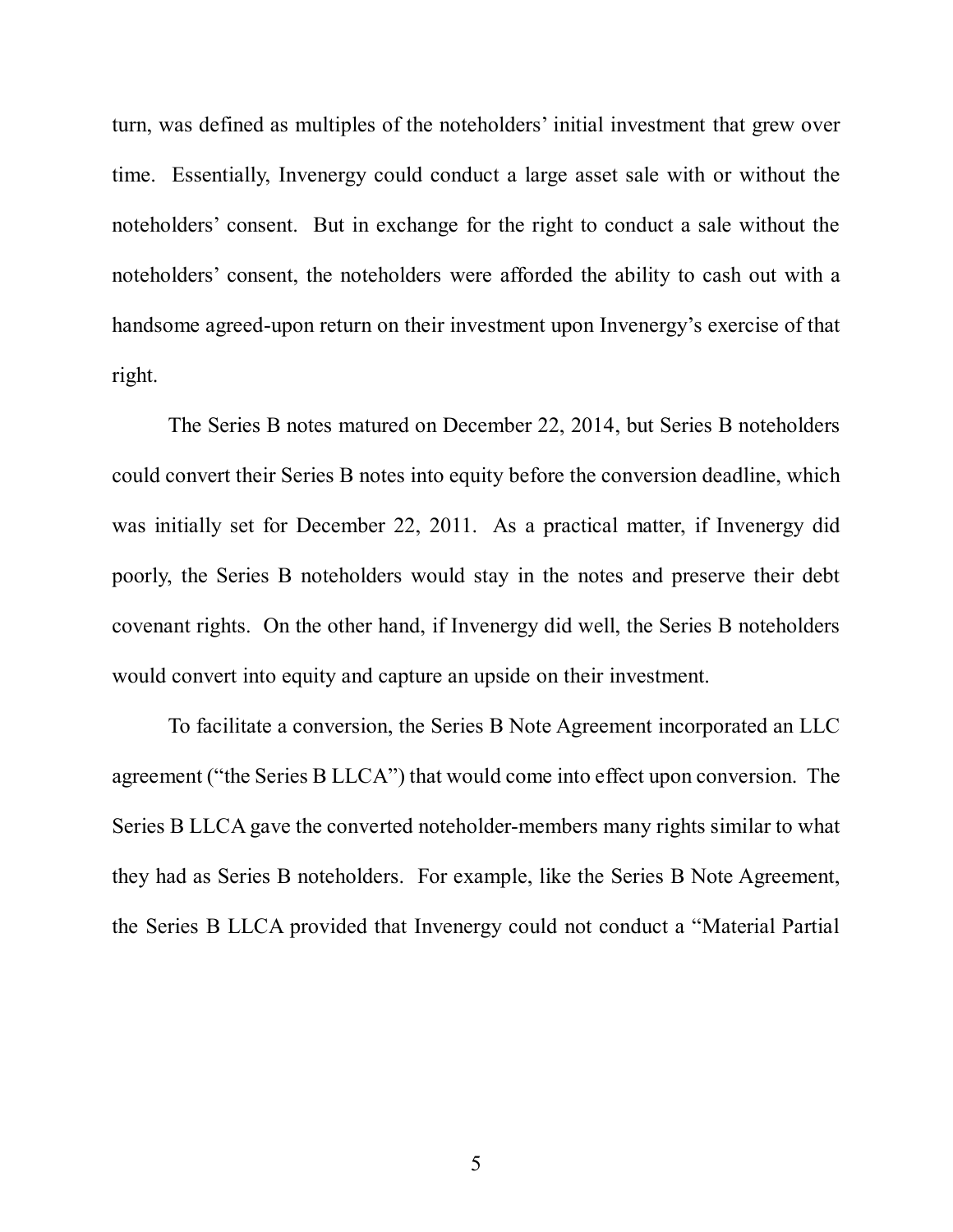turn, was defined as multiples of the noteholders' initial investment that grew over time. Essentially, Invenergy could conduct a large asset sale with or without the noteholders' consent. But in exchange for the right to conduct a sale without the noteholders' consent, the noteholders were afforded the ability to cash out with a handsome agreed-upon return on their investment upon Invenergy's exercise of that right.

The Series B notes matured on December 22, 2014, but Series B noteholders could convert their Series B notes into equity before the conversion deadline, which was initially set for December 22, 2011. As a practical matter, if Invenergy did poorly, the Series B noteholders would stay in the notes and preserve their debt covenant rights. On the other hand, if Invenergy did well, the Series B noteholders would convert into equity and capture an upside on their investment.

To facilitate a conversion, the Series B Note Agreement incorporated an LLC agreement ("the Series B LLCA") that would come into effect upon conversion. The Series B LLCA gave the converted noteholder-members many rights similar to what they had as Series B noteholders. For example, like the Series B Note Agreement, the Series B LLCA provided that Invenergy could not conduct a "Material Partial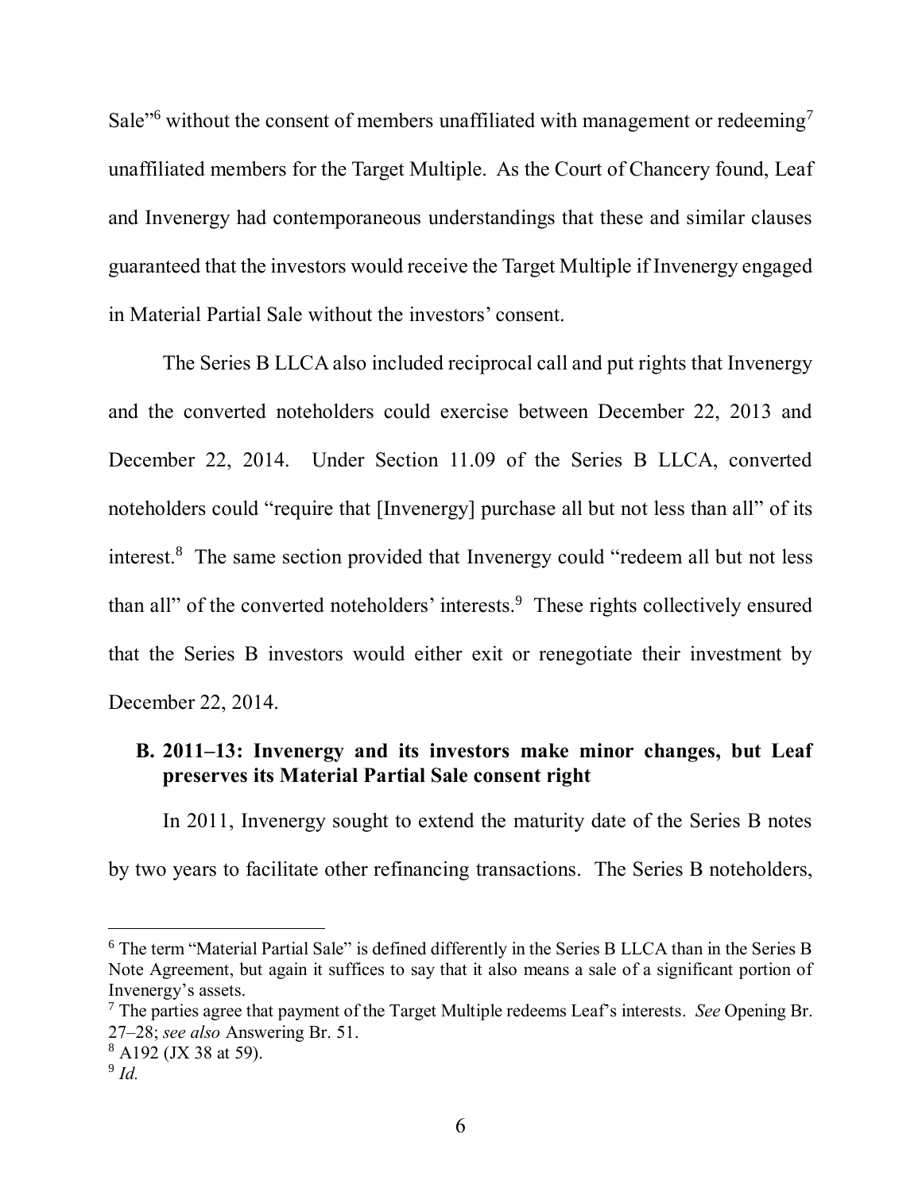Sale"[6] without the consent of members unaffiliated with management or redeeming[7] unaffiliated members for the Target Multiple. As the Court of Chancery found, Leaf and Invenergy had contemporaneous understandings that these and similar clauses guaranteed that the investors would receive the Target Multiple if Invenergy engaged in Material Partial Sale without the investors' consent.

The Series B LLCA also included reciprocal call and put rights that Invenergy and the converted noteholders could exercise between December 22, 2013 and December 22, 2014. Under Section 11.09 of the Series B LLCA, converted noteholders could "require that [Invenergy] purchase all but not less than all" of its interest.[8] The same section provided that Invenergy could "redeem all but not less than all" of the converted noteholders' interests.[9] These rights collectively ensured that the Series B investors would either exit or renegotiate their investment by December 22, 2014.

### B. 2011–13: Invenergy and its investors make minor changes, but Leaf preserves its Material Partial Sale consent right

In 2011, Invenergy sought to extend the maturity date of the Series B notes by two years to facilitate other refinancing transactions. The Series B noteholders,

---

[6] The term "Material Partial Sale" is defined differently in the Series B LLCA than in the Series B Note Agreement, but again it suffices to say that it also means a sale of a significant portion of Invenergy's assets.

[7] The parties agree that payment of the Target Multiple redeems Leaf's interests. *See* Opening Br. 27–28; *see also* Answering Br. 51.

[8] A192 (JX 38 at 59).

[9] *Id.*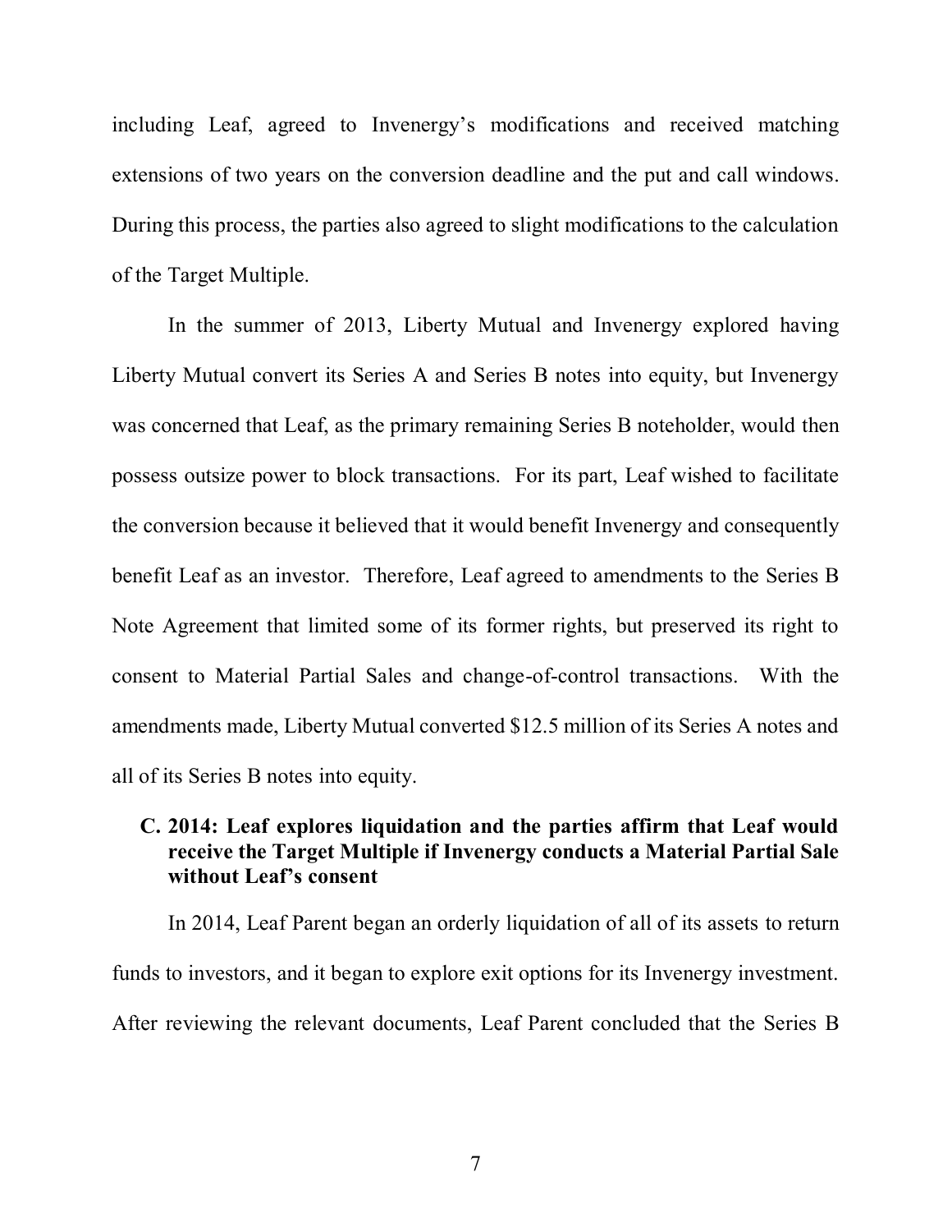including Leaf, agreed to Invenergy's modifications and received matching extensions of two years on the conversion deadline and the put and call windows. During this process, the parties also agreed to slight modifications to the calculation of the Target Multiple.

In the summer of 2013, Liberty Mutual and Invenergy explored having Liberty Mutual convert its Series A and Series B notes into equity, but Invenergy was concerned that Leaf, as the primary remaining Series B noteholder, would then possess outsize power to block transactions. For its part, Leaf wished to facilitate the conversion because it believed that it would benefit Invenergy and consequently benefit Leaf as an investor. Therefore, Leaf agreed to amendments to the Series B Note Agreement that limited some of its former rights, but preserved its right to consent to Material Partial Sales and change-of-control transactions. With the amendments made, Liberty Mutual converted $12.5 million of its Series A notes and all of its Series B notes into equity.

### C. 2014: Leaf explores liquidation and the parties affirm that Leaf would receive the Target Multiple if Invenergy conducts a Material Partial Sale without Leaf's consent

In 2014, Leaf Parent began an orderly liquidation of all of its assets to return funds to investors, and it began to explore exit options for its Invenergy investment. After reviewing the relevant documents, Leaf Parent concluded that the Series B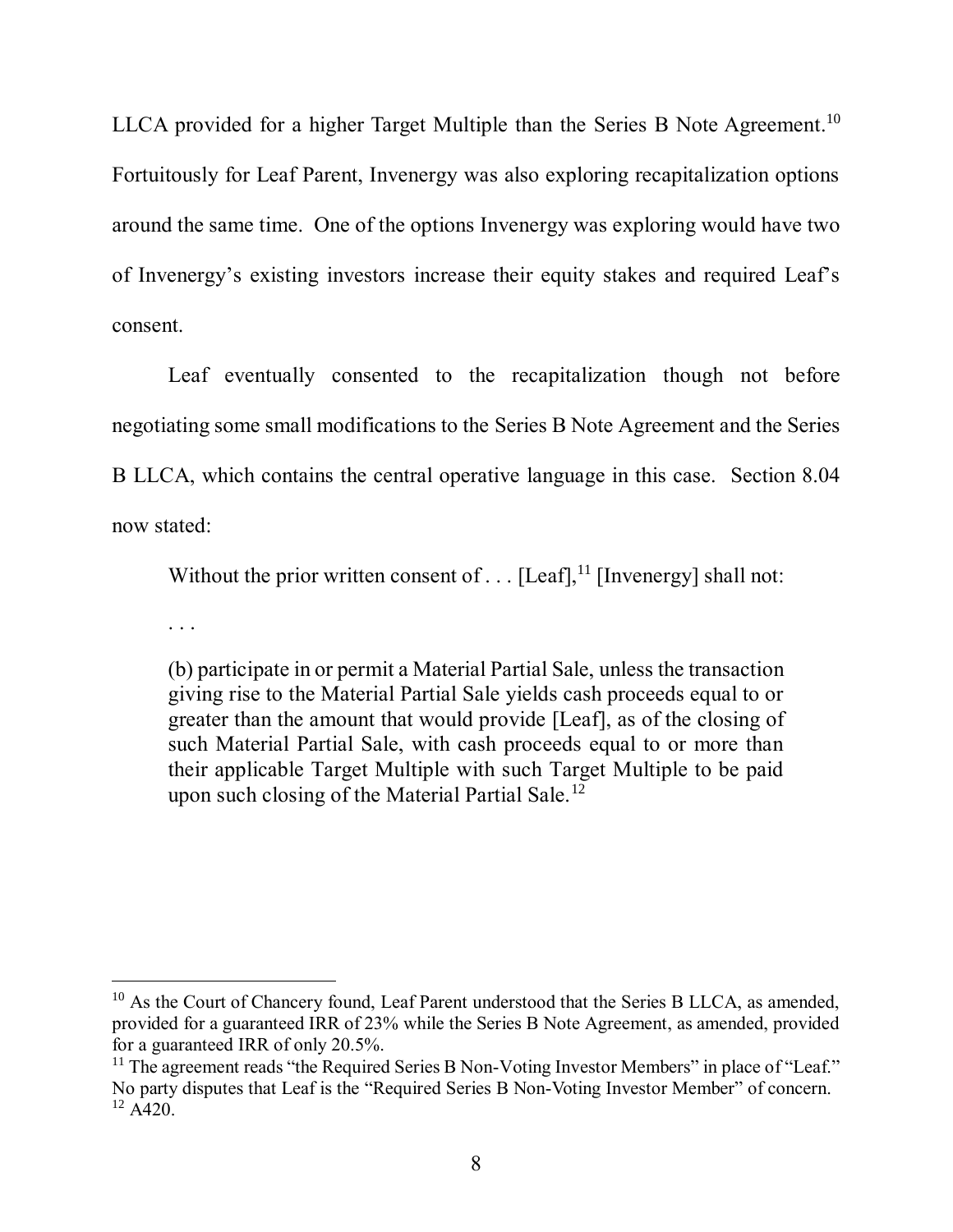LLCA provided for a higher Target Multiple than the Series B Note Agreement.[10] Fortuitously for Leaf Parent, Invenergy was also exploring recapitalization options around the same time. One of the options Invenergy was exploring would have two of Invenergy's existing investors increase their equity stakes and required Leaf's consent.

Leaf eventually consented to the recapitalization though not before negotiating some small modifications to the Series B Note Agreement and the Series B LLCA, which contains the central operative language in this case. Section 8.04 now stated:

> Without the prior written consent of . . . [Leaf],[11] [Invenergy] shall not:
>
> . . .
>
> (b) participate in or permit a Material Partial Sale, unless the transaction giving rise to the Material Partial Sale yields cash proceeds equal to or greater than the amount that would provide [Leaf], as of the closing of such Material Partial Sale, with cash proceeds equal to or more than their applicable Target Multiple with such Target Multiple to be paid upon such closing of the Material Partial Sale.[12]

---

[10] As the Court of Chancery found, Leaf Parent understood that the Series B LLCA, as amended, provided for a guaranteed IRR of 23% while the Series B Note Agreement, as amended, provided for a guaranteed IRR of only 20.5%.

[11] The agreement reads "the Required Series B Non-Voting Investor Members" in place of "Leaf." No party disputes that Leaf is the "Required Series B Non-Voting Investor Member" of concern.

[12] A420.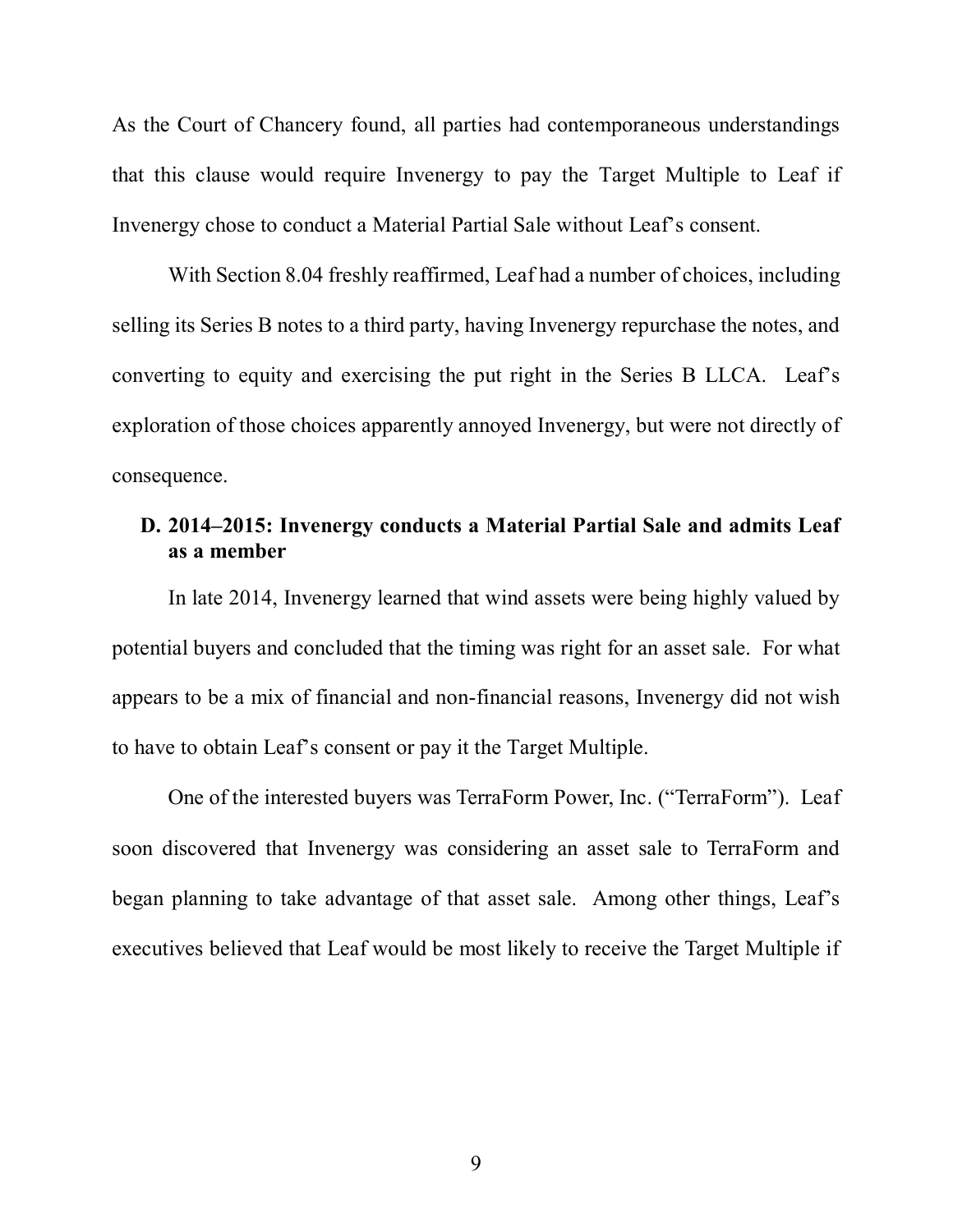As the Court of Chancery found, all parties had contemporaneous understandings that this clause would require Invenergy to pay the Target Multiple to Leaf if Invenergy chose to conduct a Material Partial Sale without Leaf's consent.

With Section 8.04 freshly reaffirmed, Leaf had a number of choices, including selling its Series B notes to a third party, having Invenergy repurchase the notes, and converting to equity and exercising the put right in the Series B LLCA. Leaf's exploration of those choices apparently annoyed Invenergy, but were not directly of consequence.

### D. 2014–2015: Invenergy conducts a Material Partial Sale and admits Leaf as a member

In late 2014, Invenergy learned that wind assets were being highly valued by potential buyers and concluded that the timing was right for an asset sale. For what appears to be a mix of financial and non-financial reasons, Invenergy did not wish to have to obtain Leaf's consent or pay it the Target Multiple.

One of the interested buyers was TerraForm Power, Inc. ("TerraForm"). Leaf soon discovered that Invenergy was considering an asset sale to TerraForm and began planning to take advantage of that asset sale. Among other things, Leaf's executives believed that Leaf would be most likely to receive the Target Multiple if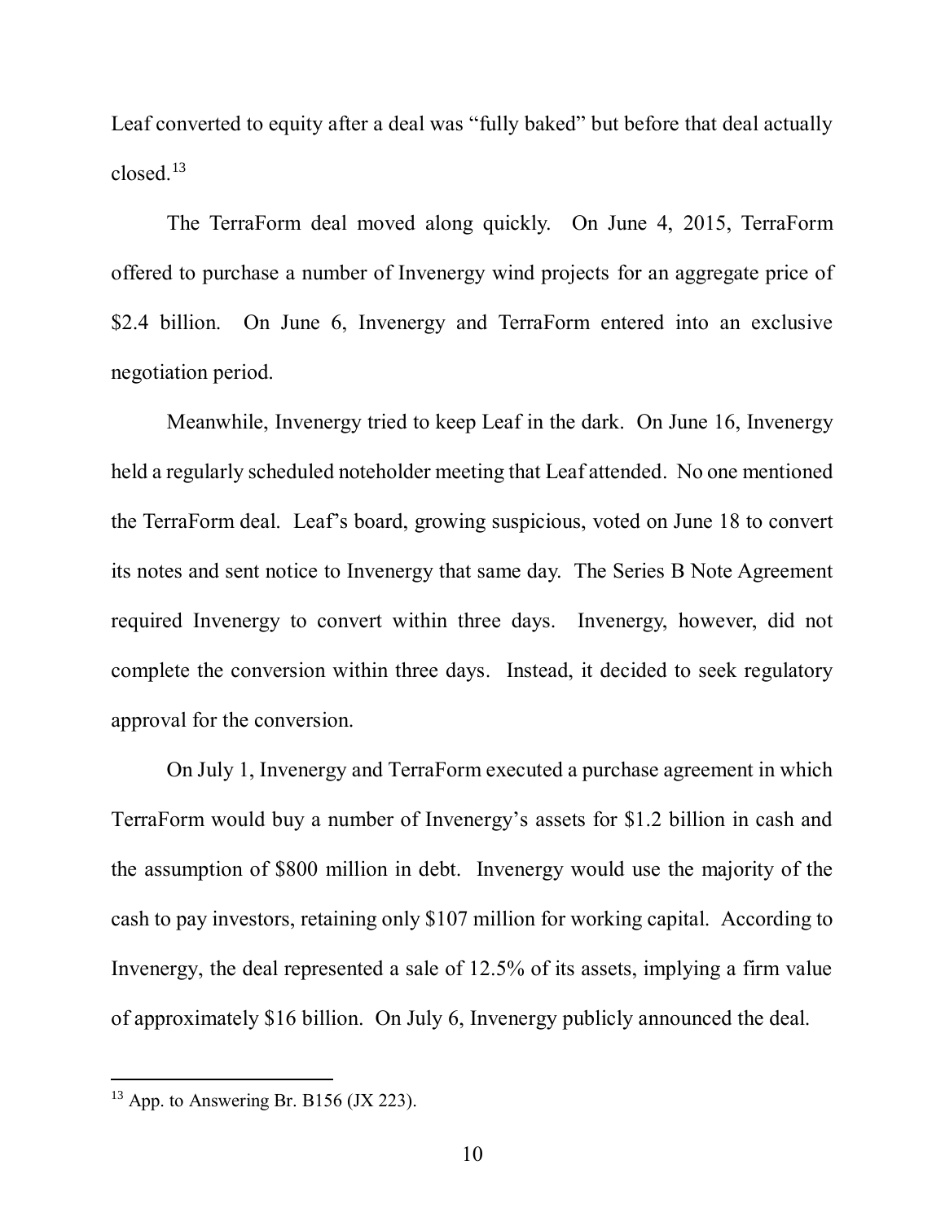Leaf converted to equity after a deal was "fully baked" but before that deal actually closed.[13]

The TerraForm deal moved along quickly. On June 4, 2015, TerraForm offered to purchase a number of Invenergy wind projects for an aggregate price of $2.4 billion. On June 6, Invenergy and TerraForm entered into an exclusive negotiation period.

Meanwhile, Invenergy tried to keep Leaf in the dark. On June 16, Invenergy held a regularly scheduled noteholder meeting that Leaf attended. No one mentioned the TerraForm deal. Leaf's board, growing suspicious, voted on June 18 to convert its notes and sent notice to Invenergy that same day. The Series B Note Agreement required Invenergy to convert within three days. Invenergy, however, did not complete the conversion within three days. Instead, it decided to seek regulatory approval for the conversion.

On July 1, Invenergy and TerraForm executed a purchase agreement in which TerraForm would buy a number of Invenergy's assets for $1.2 billion in cash and the assumption of $800 million in debt. Invenergy would use the majority of the cash to pay investors, retaining only $107 million for working capital. According to Invenergy, the deal represented a sale of 12.5% of its assets, implying a firm value of approximately $16 billion. On July 6, Invenergy publicly announced the deal.

---

[13] App. to Answering Br. B156 (JX 223).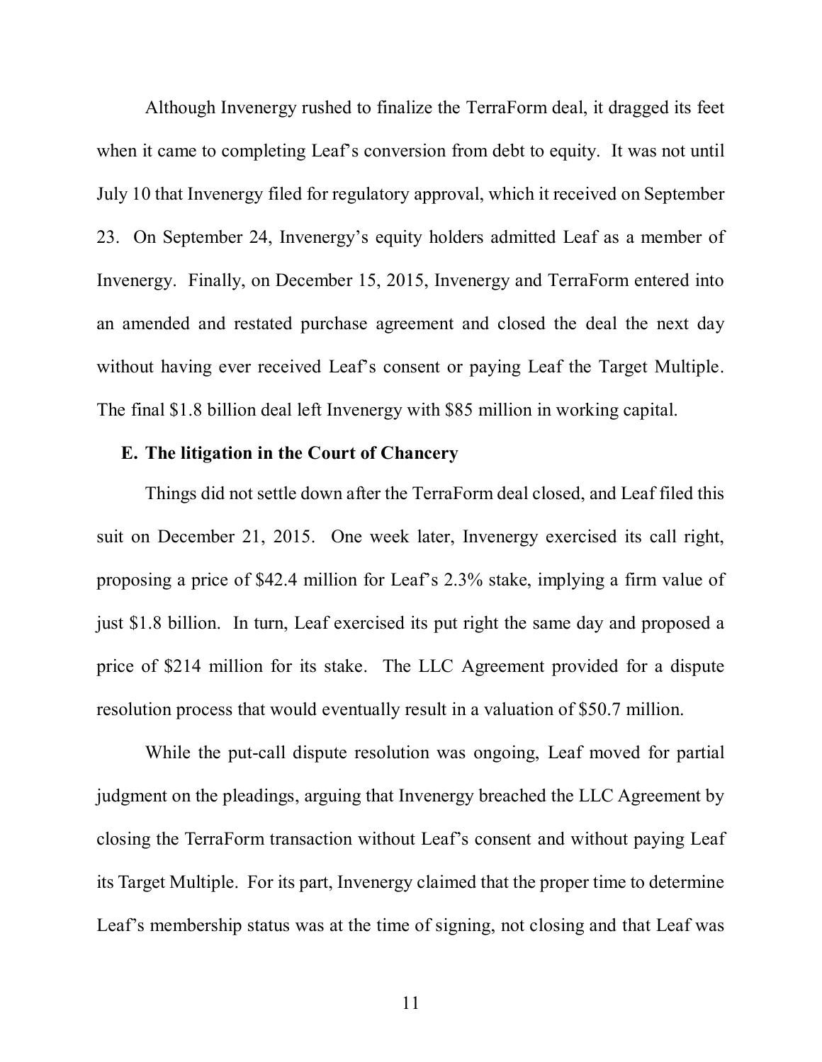Although Invenergy rushed to finalize the TerraForm deal, it dragged its feet when it came to completing Leaf's conversion from debt to equity. It was not until July 10 that Invenergy filed for regulatory approval, which it received on September 23. On September 24, Invenergy's equity holders admitted Leaf as a member of Invenergy. Finally, on December 15, 2015, Invenergy and TerraForm entered into an amended and restated purchase agreement and closed the deal the next day without having ever received Leaf's consent or paying Leaf the Target Multiple. The final $1.8 billion deal left Invenergy with $85 million in working capital.

**E. The litigation in the Court of Chancery**

Things did not settle down after the TerraForm deal closed, and Leaf filed this suit on December 21, 2015. One week later, Invenergy exercised its call right, proposing a price of $42.4 million for Leaf's 2.3% stake, implying a firm value of just $1.8 billion. In turn, Leaf exercised its put right the same day and proposed a price of $214 million for its stake. The LLC Agreement provided for a dispute resolution process that would eventually result in a valuation of $50.7 million.

While the put-call dispute resolution was ongoing, Leaf moved for partial judgment on the pleadings, arguing that Invenergy breached the LLC Agreement by closing the TerraForm transaction without Leaf's consent and without paying Leaf its Target Multiple. For its part, Invenergy claimed that the proper time to determine Leaf's membership status was at the time of signing, not closing and that Leaf was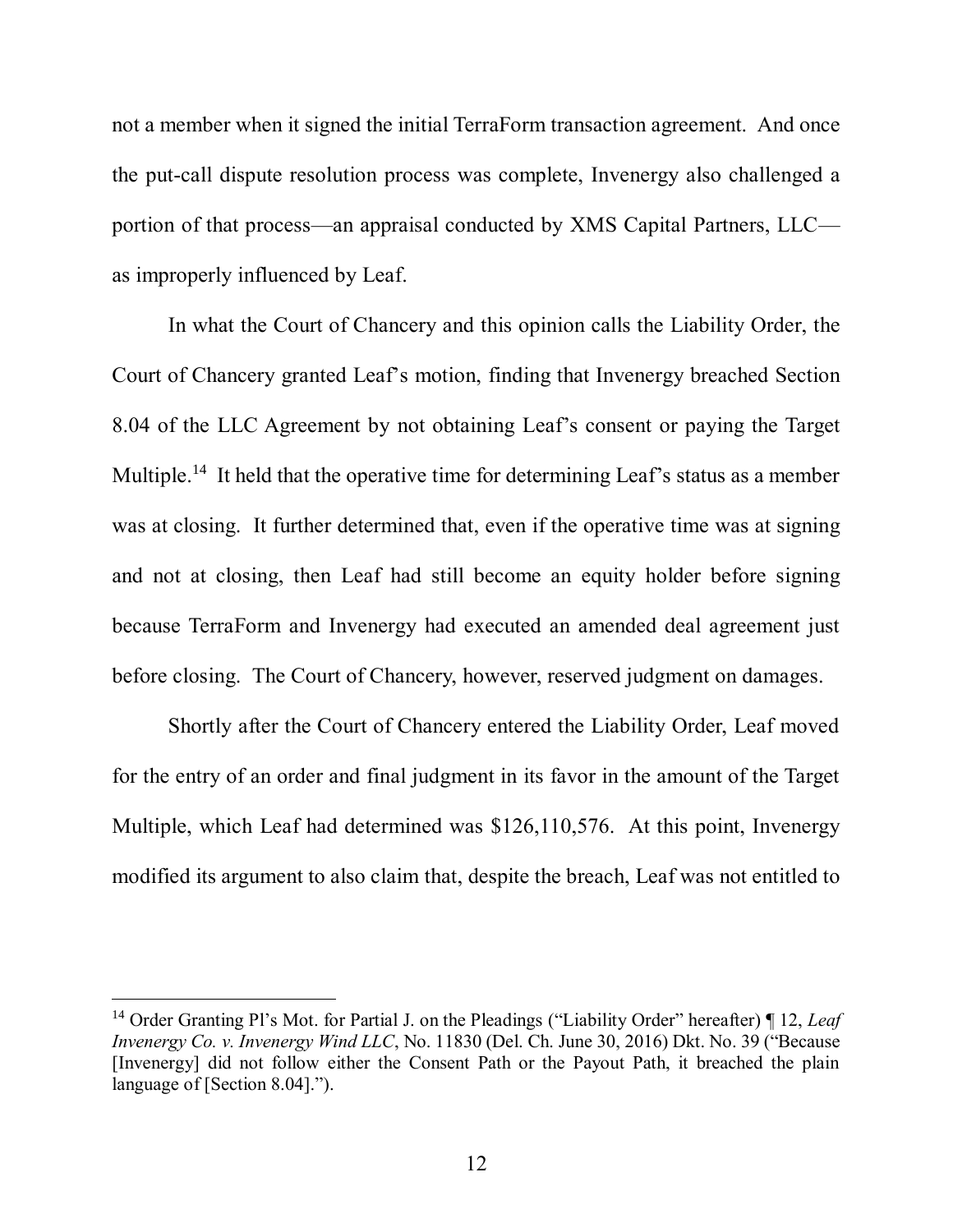not a member when it signed the initial TerraForm transaction agreement. And once the put-call dispute resolution process was complete, Invenergy also challenged a portion of that process—an appraisal conducted by XMS Capital Partners, LLC—as improperly influenced by Leaf.

In what the Court of Chancery and this opinion calls the Liability Order, the Court of Chancery granted Leaf's motion, finding that Invenergy breached Section 8.04 of the LLC Agreement by not obtaining Leaf's consent or paying the Target Multiple.[14] It held that the operative time for determining Leaf's status as a member was at closing. It further determined that, even if the operative time was at signing and not at closing, then Leaf had still become an equity holder before signing because TerraForm and Invenergy had executed an amended deal agreement just before closing. The Court of Chancery, however, reserved judgment on damages.

Shortly after the Court of Chancery entered the Liability Order, Leaf moved for the entry of an order and final judgment in its favor in the amount of the Target Multiple, which Leaf had determined was $126,110,576. At this point, Invenergy modified its argument to also claim that, despite the breach, Leaf was not entitled to

---

[14] Order Granting Pl's Mot. for Partial J. on the Pleadings ("Liability Order" hereafter) ¶ 12, *Leaf Invenergy Co. v. Invenergy Wind LLC*, No. 11830 (Del. Ch. June 30, 2016) Dkt. No. 39 ("Because [Invenergy] did not follow either the Consent Path or the Payout Path, it breached the plain language of [Section 8.04].").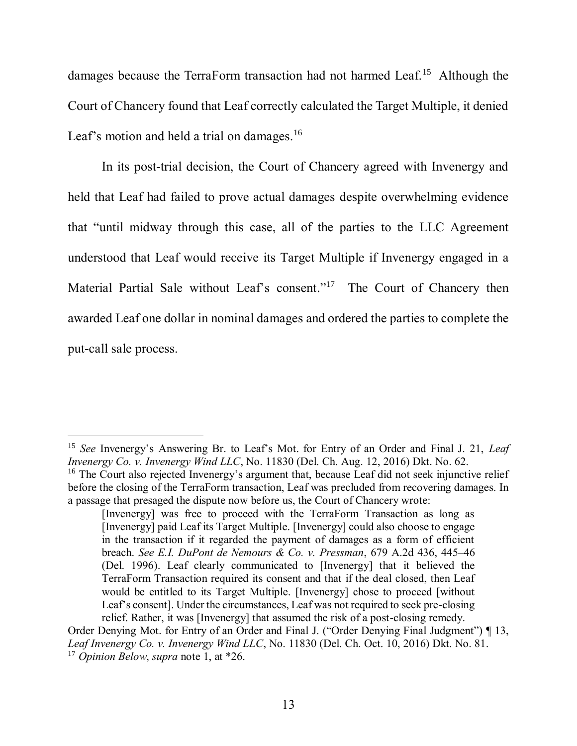damages because the TerraForm transaction had not harmed Leaf.[15] Although the Court of Chancery found that Leaf correctly calculated the Target Multiple, it denied Leaf's motion and held a trial on damages.[16]

In its post-trial decision, the Court of Chancery agreed with Invenergy and held that Leaf had failed to prove actual damages despite overwhelming evidence that "until midway through this case, all of the parties to the LLC Agreement understood that Leaf would receive its Target Multiple if Invenergy engaged in a Material Partial Sale without Leaf's consent."[17] The Court of Chancery then awarded Leaf one dollar in nominal damages and ordered the parties to complete the put-call sale process.

---

[15] *See* Invenergy's Answering Br. to Leaf's Mot. for Entry of an Order and Final J. 21, *Leaf Invenergy Co. v. Invenergy Wind LLC*, No. 11830 (Del. Ch. Aug. 12, 2016) Dkt. No. 62.

[16] The Court also rejected Invenergy's argument that, because Leaf did not seek injunctive relief before the closing of the TerraForm transaction, Leaf was precluded from recovering damages. In a passage that presaged the dispute now before us, the Court of Chancery wrote:

> [Invenergy] was free to proceed with the TerraForm Transaction as long as [Invenergy] paid Leaf its Target Multiple. [Invenergy] could also choose to engage in the transaction if it regarded the payment of damages as a form of efficient breach. *See E.I. DuPont de Nemours & Co. v. Pressman*, 679 A.2d 436, 445–46 (Del. 1996). Leaf clearly communicated to [Invenergy] that it believed the TerraForm Transaction required its consent and that if the deal closed, then Leaf would be entitled to its Target Multiple. [Invenergy] chose to proceed [without Leaf's consent]. Under the circumstances, Leaf was not required to seek pre-closing relief. Rather, it was [Invenergy] that assumed the risk of a post-closing remedy.

Order Denying Mot. for Entry of an Order and Final J. ("Order Denying Final Judgment") ¶ 13, *Leaf Invenergy Co. v. Invenergy Wind LLC*, No. 11830 (Del. Ch. Oct. 10, 2016) Dkt. No. 81.

[17] *Opinion Below*, *supra* note 1, at *26.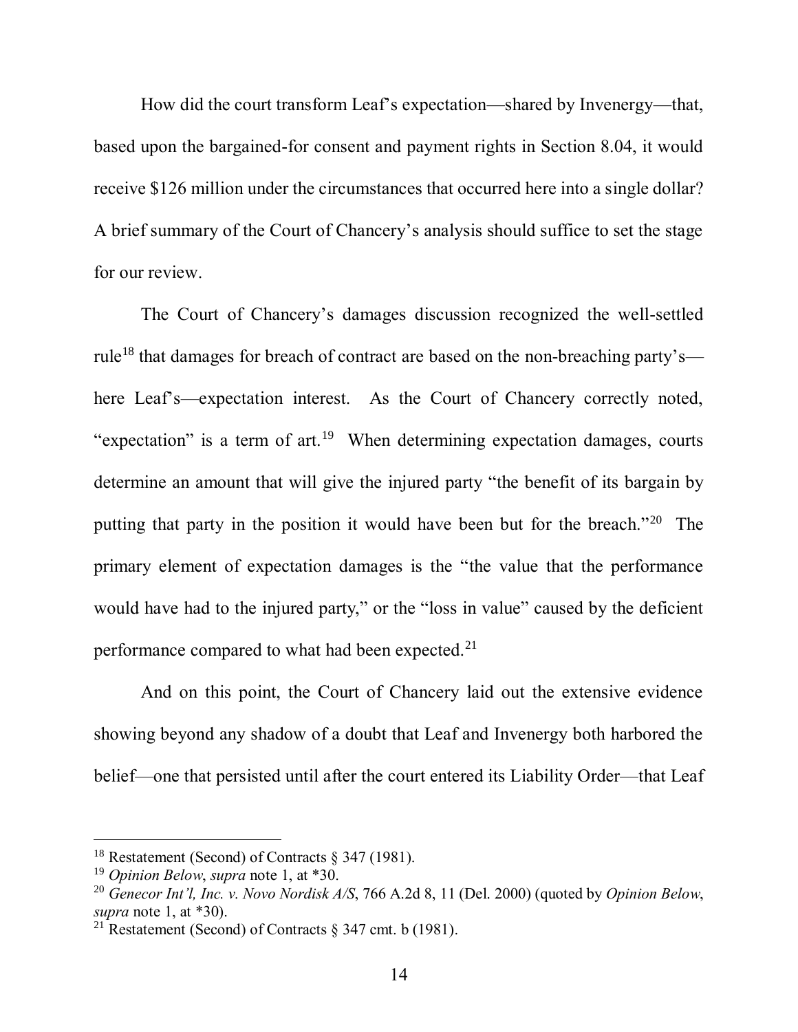How did the court transform Leaf's expectation—shared by Invenergy—that, based upon the bargained-for consent and payment rights in Section 8.04, it would receive $126 million under the circumstances that occurred here into a single dollar? A brief summary of the Court of Chancery's analysis should suffice to set the stage for our review.

The Court of Chancery's damages discussion recognized the well-settled rule[18] that damages for breach of contract are based on the non-breaching party's—here Leaf's—expectation interest. As the Court of Chancery correctly noted, "expectation" is a term of art.[19] When determining expectation damages, courts determine an amount that will give the injured party "the benefit of its bargain by putting that party in the position it would have been but for the breach."[20] The primary element of expectation damages is the "the value that the performance would have had to the injured party," or the "loss in value" caused by the deficient performance compared to what had been expected.[21]

And on this point, the Court of Chancery laid out the extensive evidence showing beyond any shadow of a doubt that Leaf and Invenergy both harbored the belief—one that persisted until after the court entered its Liability Order—that Leaf

---

[18] Restatement (Second) of Contracts § 347 (1981).

[19] *Opinion Below*, *supra* note 1, at *30.

[20] *Genecor Int'l, Inc. v. Novo Nordisk A/S*, 766 A.2d 8, 11 (Del. 2000) (quoted by *Opinion Below*, *supra* note 1, at *30).

[21] Restatement (Second) of Contracts § 347 cmt. b (1981).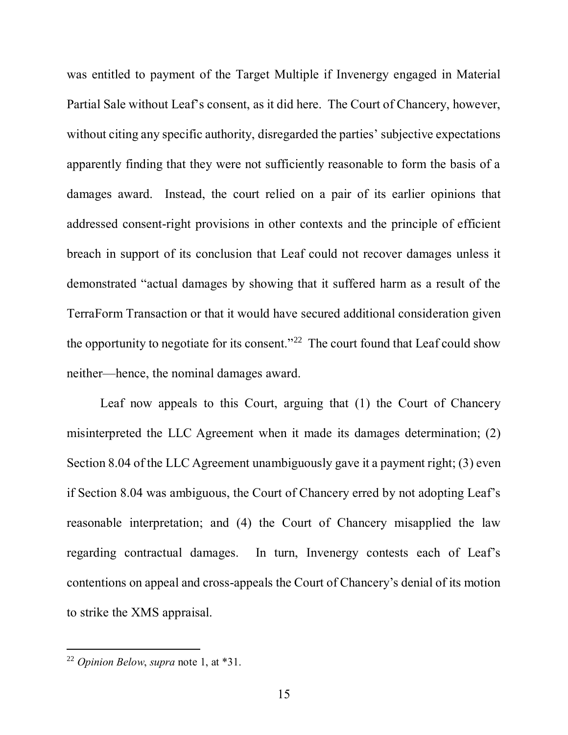was entitled to payment of the Target Multiple if Invenergy engaged in Material Partial Sale without Leaf's consent, as it did here. The Court of Chancery, however, without citing any specific authority, disregarded the parties' subjective expectations apparently finding that they were not sufficiently reasonable to form the basis of a damages award. Instead, the court relied on a pair of its earlier opinions that addressed consent-right provisions in other contexts and the principle of efficient breach in support of its conclusion that Leaf could not recover damages unless it demonstrated "actual damages by showing that it suffered harm as a result of the TerraForm Transaction or that it would have secured additional consideration given the opportunity to negotiate for its consent."[22] The court found that Leaf could show neither—hence, the nominal damages award.

Leaf now appeals to this Court, arguing that (1) the Court of Chancery misinterpreted the LLC Agreement when it made its damages determination; (2) Section 8.04 of the LLC Agreement unambiguously gave it a payment right; (3) even if Section 8.04 was ambiguous, the Court of Chancery erred by not adopting Leaf's reasonable interpretation; and (4) the Court of Chancery misapplied the law regarding contractual damages. In turn, Invenergy contests each of Leaf's contentions on appeal and cross-appeals the Court of Chancery's denial of its motion to strike the XMS appraisal.

---

[22] *Opinion Below*, *supra* note 1, at *31.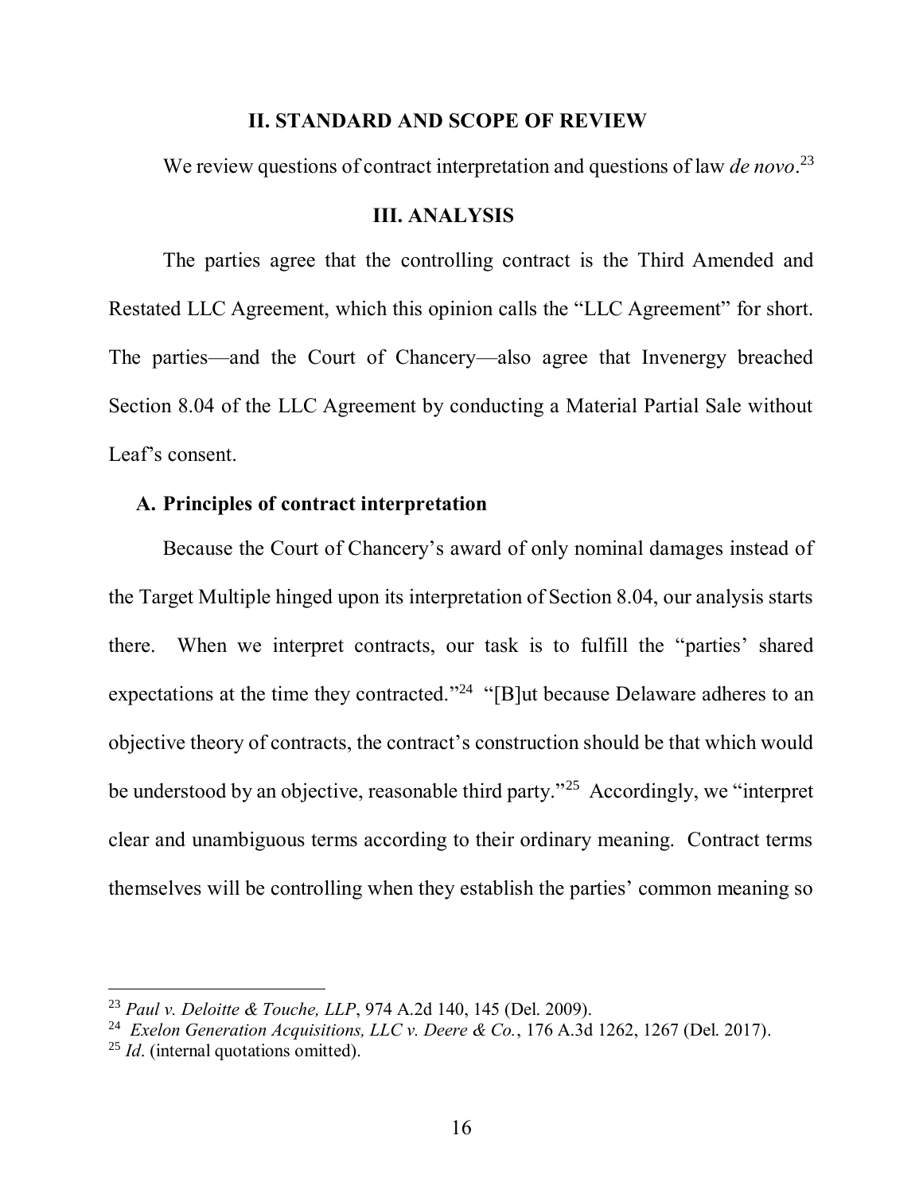## II. STANDARD AND SCOPE OF REVIEW

We review questions of contract interpretation and questions of law *de novo*.[23]

## III. ANALYSIS

The parties agree that the controlling contract is the Third Amended and Restated LLC Agreement, which this opinion calls the "LLC Agreement" for short. The parties—and the Court of Chancery—also agree that Invenergy breached Section 8.04 of the LLC Agreement by conducting a Material Partial Sale without Leaf's consent.

### A. Principles of contract interpretation

Because the Court of Chancery's award of only nominal damages instead of the Target Multiple hinged upon its interpretation of Section 8.04, our analysis starts there. When we interpret contracts, our task is to fulfill the "parties' shared expectations at the time they contracted."[24] "[B]ut because Delaware adheres to an objective theory of contracts, the contract's construction should be that which would be understood by an objective, reasonable third party."[25] Accordingly, we "interpret clear and unambiguous terms according to their ordinary meaning. Contract terms themselves will be controlling when they establish the parties' common meaning so

---

[23] *Paul v. Deloitte & Touche, LLP*, 974 A.2d 140, 145 (Del. 2009).

[24] *Exelon Generation Acquisitions, LLC v. Deere & Co.*, 176 A.3d 1262, 1267 (Del. 2017).

[25] *Id*. (internal quotations omitted).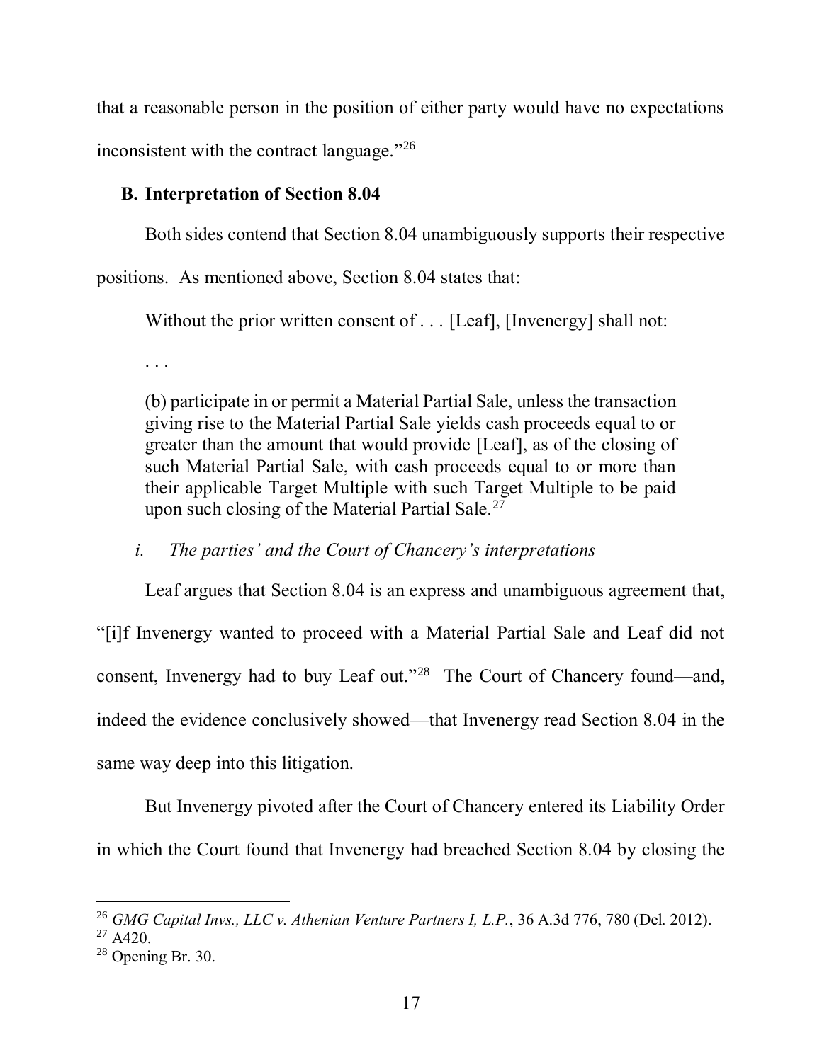that a reasonable person in the position of either party would have no expectations inconsistent with the contract language."[26]

### B. Interpretation of Section 8.04

Both sides contend that Section 8.04 unambiguously supports their respective positions. As mentioned above, Section 8.04 states that:

> Without the prior written consent of . . . [Leaf], [Invenergy] shall not:
>
> . . .
>
> (b) participate in or permit a Material Partial Sale, unless the transaction giving rise to the Material Partial Sale yields cash proceeds equal to or greater than the amount that would provide [Leaf], as of the closing of such Material Partial Sale, with cash proceeds equal to or more than their applicable Target Multiple with such Target Multiple to be paid upon such closing of the Material Partial Sale.[27]

*i. The parties' and the Court of Chancery's interpretations*

Leaf argues that Section 8.04 is an express and unambiguous agreement that, "[i]f Invenergy wanted to proceed with a Material Partial Sale and Leaf did not consent, Invenergy had to buy Leaf out."[28] The Court of Chancery found—and, indeed the evidence conclusively showed—that Invenergy read Section 8.04 in the same way deep into this litigation.

But Invenergy pivoted after the Court of Chancery entered its Liability Order in which the Court found that Invenergy had breached Section 8.04 by closing the

---

[26] *GMG Capital Invs., LLC v. Athenian Venture Partners I, L.P.*, 36 A.3d 776, 780 (Del. 2012).

[27] A420.

[28] Opening Br. 30.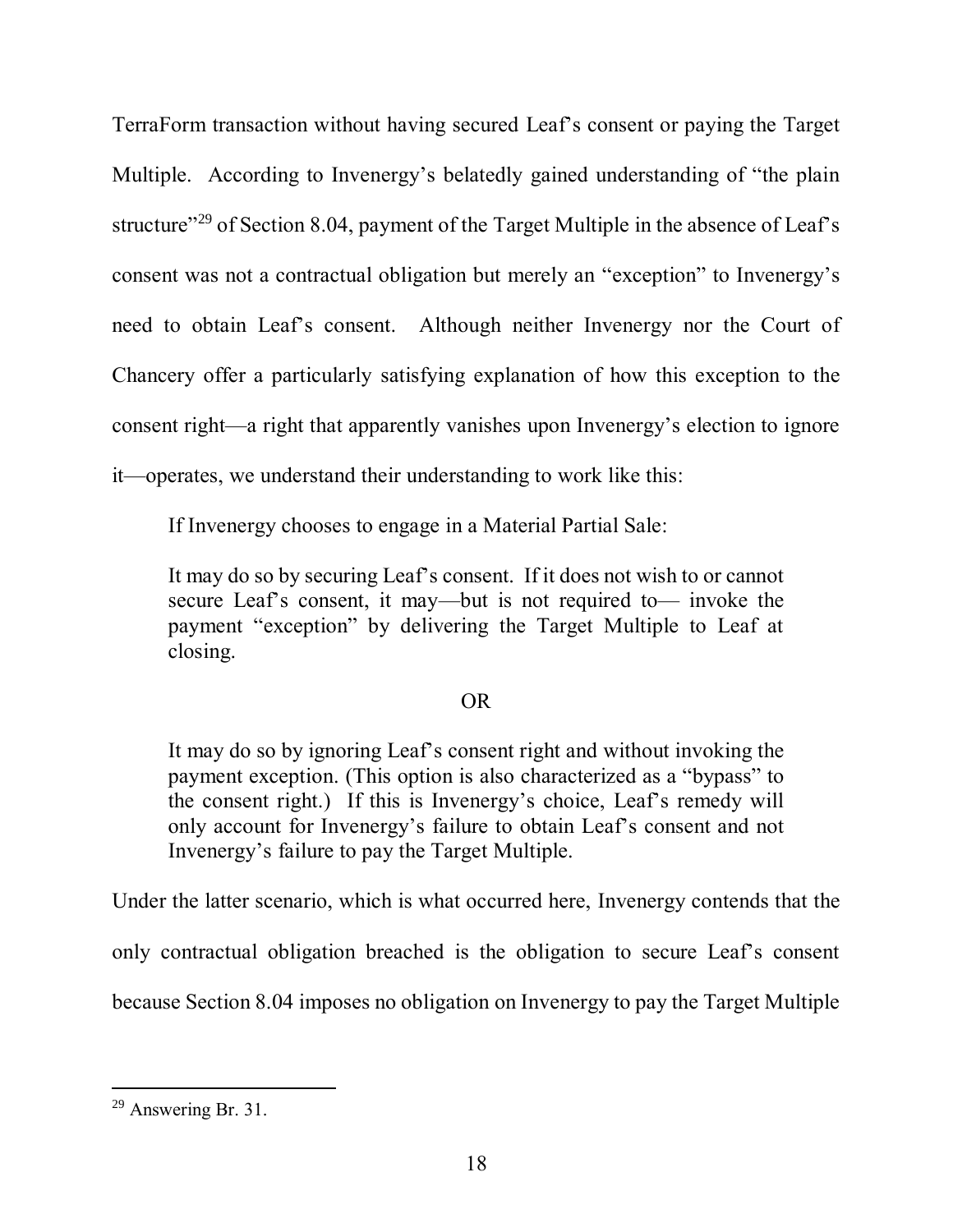TerraForm transaction without having secured Leaf's consent or paying the Target Multiple. According to Invenergy's belatedly gained understanding of "the plain structure"[29] of Section 8.04, payment of the Target Multiple in the absence of Leaf's consent was not a contractual obligation but merely an "exception" to Invenergy's need to obtain Leaf's consent. Although neither Invenergy nor the Court of Chancery offer a particularly satisfying explanation of how this exception to the consent right—a right that apparently vanishes upon Invenergy's election to ignore it—operates, we understand their understanding to work like this:

> If Invenergy chooses to engage in a Material Partial Sale:
>
> It may do so by securing Leaf's consent. If it does not wish to or cannot secure Leaf's consent, it may—but is not required to— invoke the payment "exception" by delivering the Target Multiple to Leaf at closing.
>
> OR
>
> It may do so by ignoring Leaf's consent right and without invoking the payment exception. (This option is also characterized as a "bypass" to the consent right.) If this is Invenergy's choice, Leaf's remedy will only account for Invenergy's failure to obtain Leaf's consent and not Invenergy's failure to pay the Target Multiple.

Under the latter scenario, which is what occurred here, Invenergy contends that the only contractual obligation breached is the obligation to secure Leaf's consent because Section 8.04 imposes no obligation on Invenergy to pay the Target Multiple

---

[29] Answering Br. 31.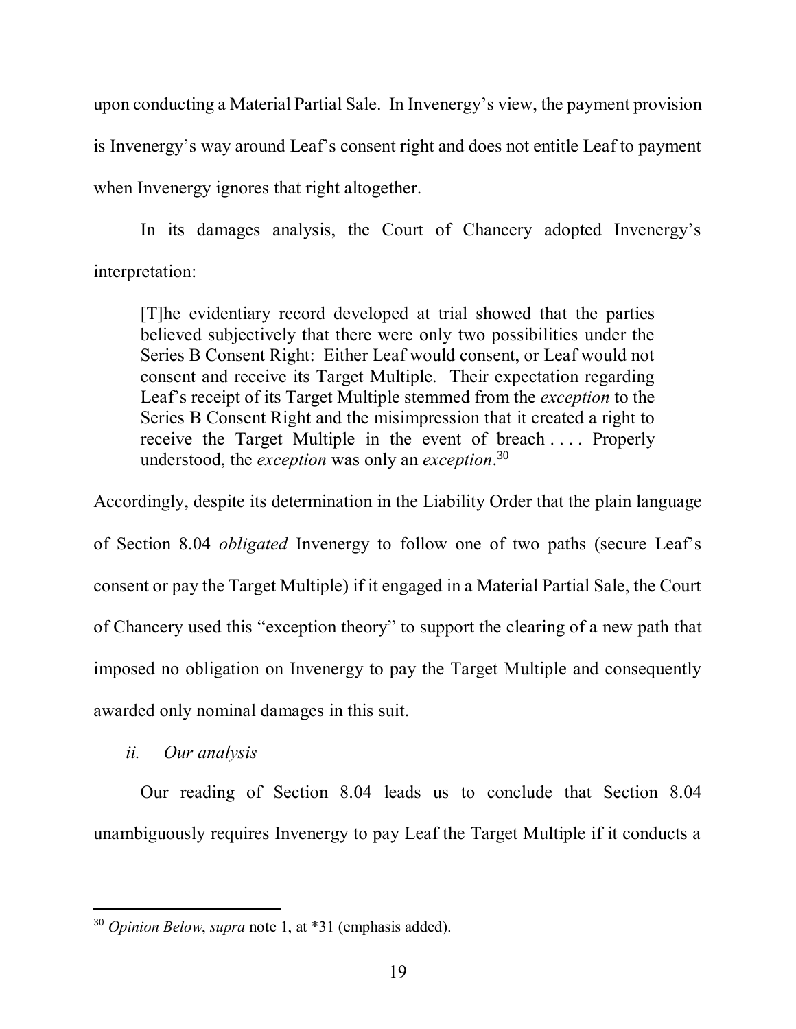upon conducting a Material Partial Sale. In Invenergy's view, the payment provision is Invenergy's way around Leaf's consent right and does not entitle Leaf to payment when Invenergy ignores that right altogether.

In its damages analysis, the Court of Chancery adopted Invenergy's interpretation:

> [T]he evidentiary record developed at trial showed that the parties believed subjectively that there were only two possibilities under the Series B Consent Right: Either Leaf would consent, or Leaf would not consent and receive its Target Multiple. Their expectation regarding Leaf's receipt of its Target Multiple stemmed from the *exception* to the Series B Consent Right and the misimpression that it created a right to receive the Target Multiple in the event of breach . . . . Properly understood, the *exception* was only an *exception*.[30]

Accordingly, despite its determination in the Liability Order that the plain language of Section 8.04 *obligated* Invenergy to follow one of two paths (secure Leaf's consent or pay the Target Multiple) if it engaged in a Material Partial Sale, the Court of Chancery used this "exception theory" to support the clearing of a new path that imposed no obligation on Invenergy to pay the Target Multiple and consequently awarded only nominal damages in this suit.

*ii. Our analysis*

Our reading of Section 8.04 leads us to conclude that Section 8.04 unambiguously requires Invenergy to pay Leaf the Target Multiple if it conducts a

---

[30] *Opinion Below*, *supra* note 1, at \*31 (emphasis added).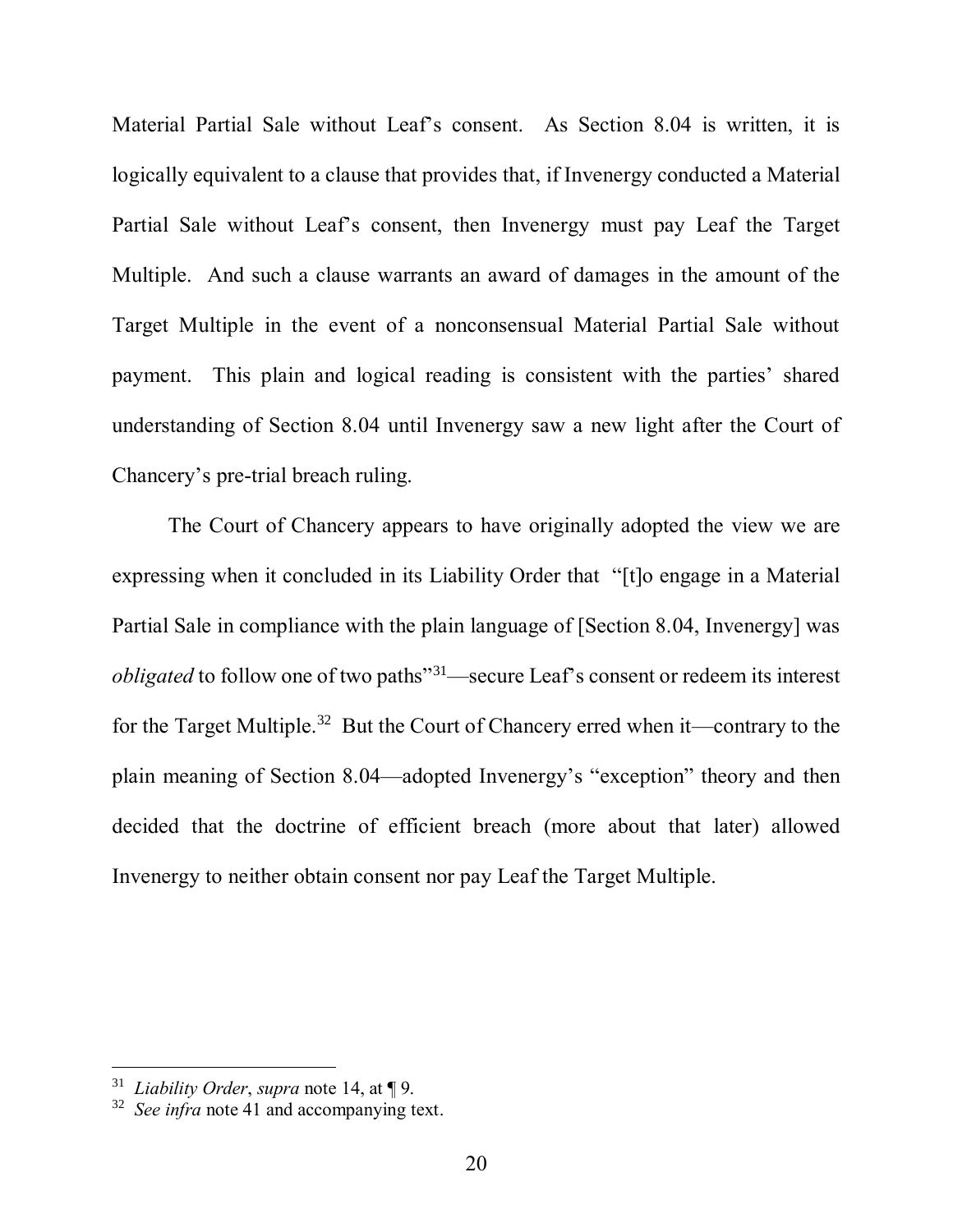Material Partial Sale without Leaf's consent. As Section 8.04 is written, it is logically equivalent to a clause that provides that, if Invenergy conducted a Material Partial Sale without Leaf's consent, then Invenergy must pay Leaf the Target Multiple. And such a clause warrants an award of damages in the amount of the Target Multiple in the event of a nonconsensual Material Partial Sale without payment. This plain and logical reading is consistent with the parties' shared understanding of Section 8.04 until Invenergy saw a new light after the Court of Chancery's pre-trial breach ruling.

The Court of Chancery appears to have originally adopted the view we are expressing when it concluded in its Liability Order that "[t]o engage in a Material Partial Sale in compliance with the plain language of [Section 8.04, Invenergy] was *obligated* to follow one of two paths"[31]—secure Leaf's consent or redeem its interest for the Target Multiple.[32] But the Court of Chancery erred when it—contrary to the plain meaning of Section 8.04—adopted Invenergy's "exception" theory and then decided that the doctrine of efficient breach (more about that later) allowed Invenergy to neither obtain consent nor pay Leaf the Target Multiple.

---

[31] *Liability Order*, *supra* note 14, at ¶ 9.

[32] *See infra* note 41 and accompanying text.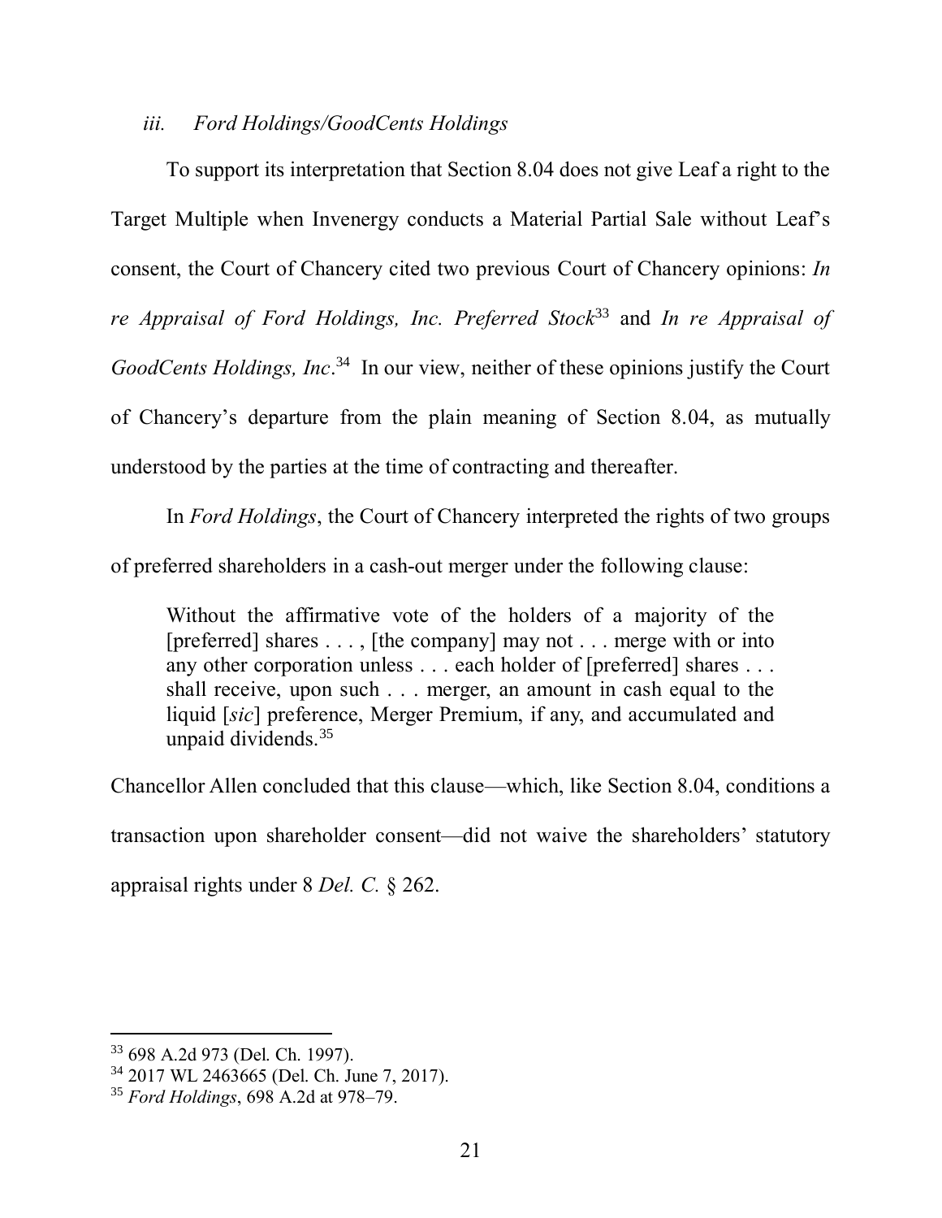### *iii. Ford Holdings/GoodCents Holdings*

To support its interpretation that Section 8.04 does not give Leaf a right to the Target Multiple when Invenergy conducts a Material Partial Sale without Leaf's consent, the Court of Chancery cited two previous Court of Chancery opinions: *In re Appraisal of Ford Holdings, Inc. Preferred Stock*[33] and *In re Appraisal of GoodCents Holdings, Inc*.[34] In our view, neither of these opinions justify the Court of Chancery's departure from the plain meaning of Section 8.04, as mutually understood by the parties at the time of contracting and thereafter.

In *Ford Holdings*, the Court of Chancery interpreted the rights of two groups of preferred shareholders in a cash-out merger under the following clause:

> Without the affirmative vote of the holders of a majority of the [preferred] shares . . . , [the company] may not . . . merge with or into any other corporation unless . . . each holder of [preferred] shares . . . shall receive, upon such . . . merger, an amount in cash equal to the liquid [*sic*] preference, Merger Premium, if any, and accumulated and unpaid dividends.[35]

Chancellor Allen concluded that this clause—which, like Section 8.04, conditions a transaction upon shareholder consent—did not waive the shareholders' statutory appraisal rights under 8 *Del. C.* § 262.

---

[33] 698 A.2d 973 (Del. Ch. 1997).

[34] 2017 WL 2463665 (Del. Ch. June 7, 2017).

[35] *Ford Holdings*, 698 A.2d at 978–79.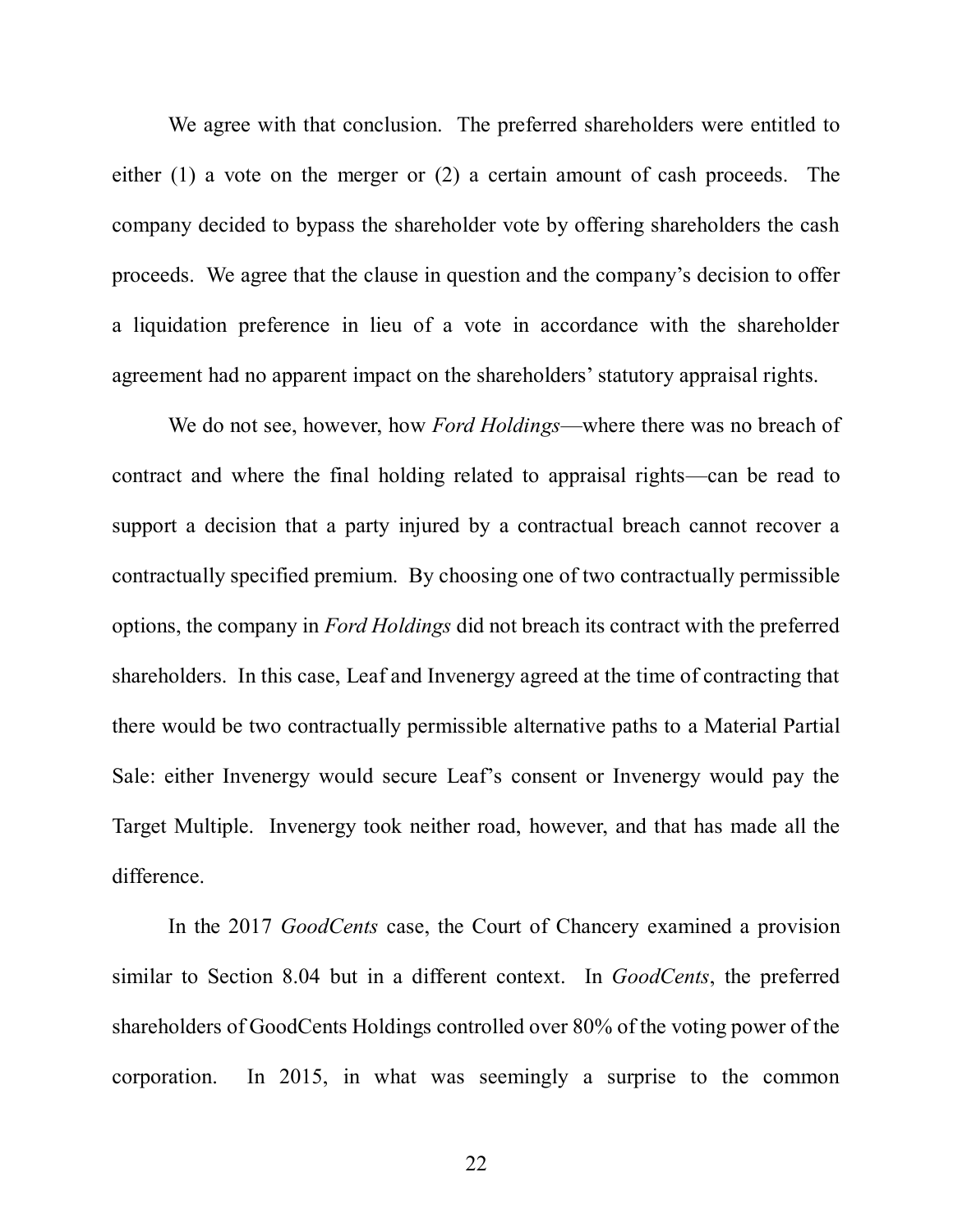We agree with that conclusion. The preferred shareholders were entitled to either (1) a vote on the merger or (2) a certain amount of cash proceeds. The company decided to bypass the shareholder vote by offering shareholders the cash proceeds. We agree that the clause in question and the company's decision to offer a liquidation preference in lieu of a vote in accordance with the shareholder agreement had no apparent impact on the shareholders' statutory appraisal rights.

We do not see, however, how *Ford Holdings*—where there was no breach of contract and where the final holding related to appraisal rights—can be read to support a decision that a party injured by a contractual breach cannot recover a contractually specified premium. By choosing one of two contractually permissible options, the company in *Ford Holdings* did not breach its contract with the preferred shareholders. In this case, Leaf and Invenergy agreed at the time of contracting that there would be two contractually permissible alternative paths to a Material Partial Sale: either Invenergy would secure Leaf's consent or Invenergy would pay the Target Multiple. Invenergy took neither road, however, and that has made all the difference.

In the 2017 *GoodCents* case, the Court of Chancery examined a provision similar to Section 8.04 but in a different context. In *GoodCents*, the preferred shareholders of GoodCents Holdings controlled over 80% of the voting power of the corporation. In 2015, in what was seemingly a surprise to the common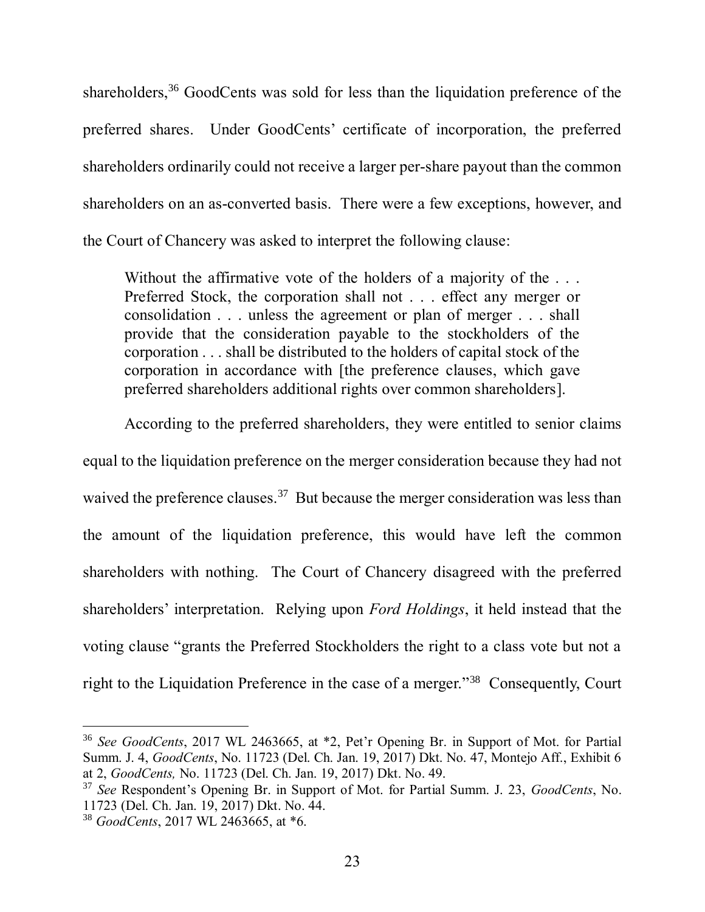shareholders,[36] GoodCents was sold for less than the liquidation preference of the preferred shares. Under GoodCents' certificate of incorporation, the preferred shareholders ordinarily could not receive a larger per-share payout than the common shareholders on an as-converted basis. There were a few exceptions, however, and the Court of Chancery was asked to interpret the following clause:

> Without the affirmative vote of the holders of a majority of the . . . Preferred Stock, the corporation shall not . . . effect any merger or consolidation . . . unless the agreement or plan of merger . . . shall provide that the consideration payable to the stockholders of the corporation . . . shall be distributed to the holders of capital stock of the corporation in accordance with [the preference clauses, which gave preferred shareholders additional rights over common shareholders].

According to the preferred shareholders, they were entitled to senior claims equal to the liquidation preference on the merger consideration because they had not waived the preference clauses.[37] But because the merger consideration was less than the amount of the liquidation preference, this would have left the common shareholders with nothing. The Court of Chancery disagreed with the preferred shareholders' interpretation. Relying upon *Ford Holdings*, it held instead that the voting clause "grants the Preferred Stockholders the right to a class vote but not a right to the Liquidation Preference in the case of a merger."[38] Consequently, Court

---

[36] *See GoodCents*, 2017 WL 2463665, at *2, Pet'r Opening Br. in Support of Mot. for Partial Summ. J. 4, *GoodCents*, No. 11723 (Del. Ch. Jan. 19, 2017) Dkt. No. 47, Montejo Aff., Exhibit 6 at 2, *GoodCents,* No. 11723 (Del. Ch. Jan. 19, 2017) Dkt. No. 49.

[37] *See* Respondent's Opening Br. in Support of Mot. for Partial Summ. J. 23, *GoodCents*, No. 11723 (Del. Ch. Jan. 19, 2017) Dkt. No. 44.

[38] *GoodCents*, 2017 WL 2463665, at *6.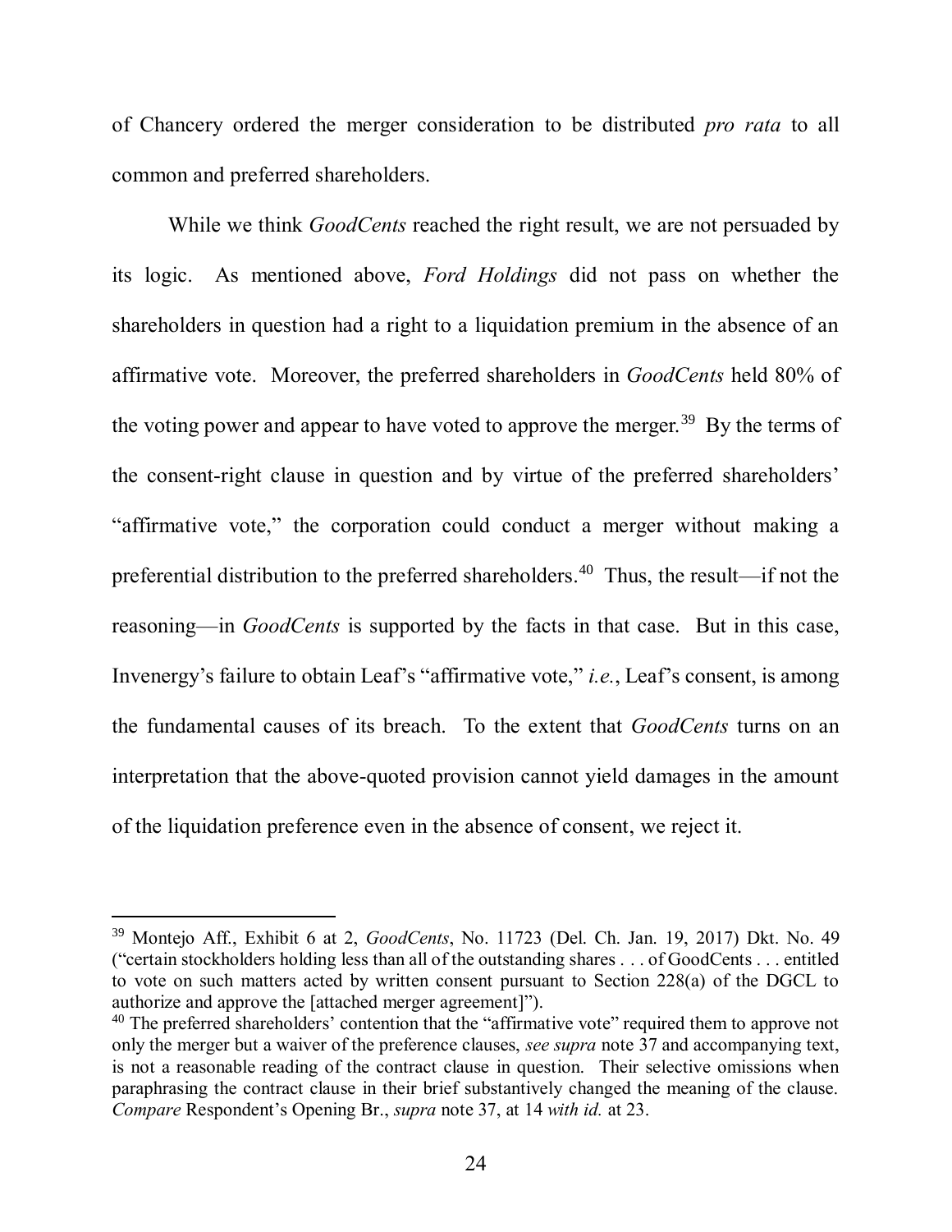of Chancery ordered the merger consideration to be distributed *pro rata* to all common and preferred shareholders.

While we think *GoodCents* reached the right result, we are not persuaded by its logic. As mentioned above, *Ford Holdings* did not pass on whether the shareholders in question had a right to a liquidation premium in the absence of an affirmative vote. Moreover, the preferred shareholders in *GoodCents* held 80% of the voting power and appear to have voted to approve the merger.[39] By the terms of the consent-right clause in question and by virtue of the preferred shareholders' "affirmative vote," the corporation could conduct a merger without making a preferential distribution to the preferred shareholders.[40] Thus, the result—if not the reasoning—in *GoodCents* is supported by the facts in that case. But in this case, Invenergy's failure to obtain Leaf's "affirmative vote," *i.e.*, Leaf's consent, is among the fundamental causes of its breach. To the extent that *GoodCents* turns on an interpretation that the above-quoted provision cannot yield damages in the amount of the liquidation preference even in the absence of consent, we reject it.

---

[39] Montejo Aff., Exhibit 6 at 2, *GoodCents*, No. 11723 (Del. Ch. Jan. 19, 2017) Dkt. No. 49 ("certain stockholders holding less than all of the outstanding shares . . . of GoodCents . . . entitled to vote on such matters acted by written consent pursuant to Section 228(a) of the DGCL to authorize and approve the [attached merger agreement]").

[40] The preferred shareholders' contention that the "affirmative vote" required them to approve not only the merger but a waiver of the preference clauses, *see supra* note 37 and accompanying text, is not a reasonable reading of the contract clause in question. Their selective omissions when paraphrasing the contract clause in their brief substantively changed the meaning of the clause. *Compare* Respondent's Opening Br., *supra* note 37, at 14 *with id.* at 23.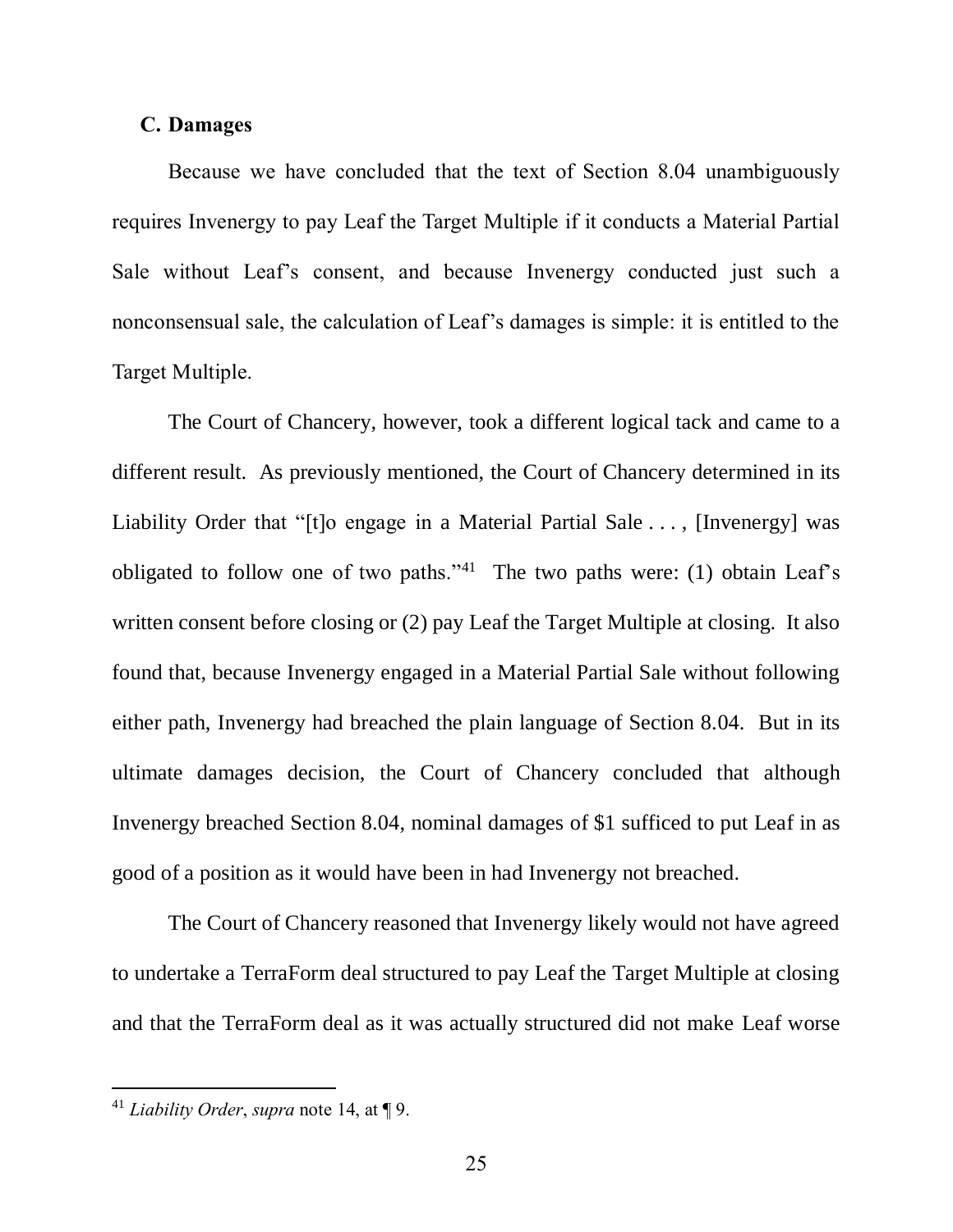### C. Damages

Because we have concluded that the text of Section 8.04 unambiguously requires Invenergy to pay Leaf the Target Multiple if it conducts a Material Partial Sale without Leaf's consent, and because Invenergy conducted just such a nonconsensual sale, the calculation of Leaf's damages is simple: it is entitled to the Target Multiple.

The Court of Chancery, however, took a different logical tack and came to a different result. As previously mentioned, the Court of Chancery determined in its Liability Order that "[t]o engage in a Material Partial Sale . . . , [Invenergy] was obligated to follow one of two paths."[41] The two paths were: (1) obtain Leaf's written consent before closing or (2) pay Leaf the Target Multiple at closing. It also found that, because Invenergy engaged in a Material Partial Sale without following either path, Invenergy had breached the plain language of Section 8.04. But in its ultimate damages decision, the Court of Chancery concluded that although Invenergy breached Section 8.04, nominal damages of $1 sufficed to put Leaf in as good of a position as it would have been in had Invenergy not breached.

The Court of Chancery reasoned that Invenergy likely would not have agreed to undertake a TerraForm deal structured to pay Leaf the Target Multiple at closing and that the TerraForm deal as it was actually structured did not make Leaf worse

[41] *Liability Order*, *supra* note 14, at ¶ 9.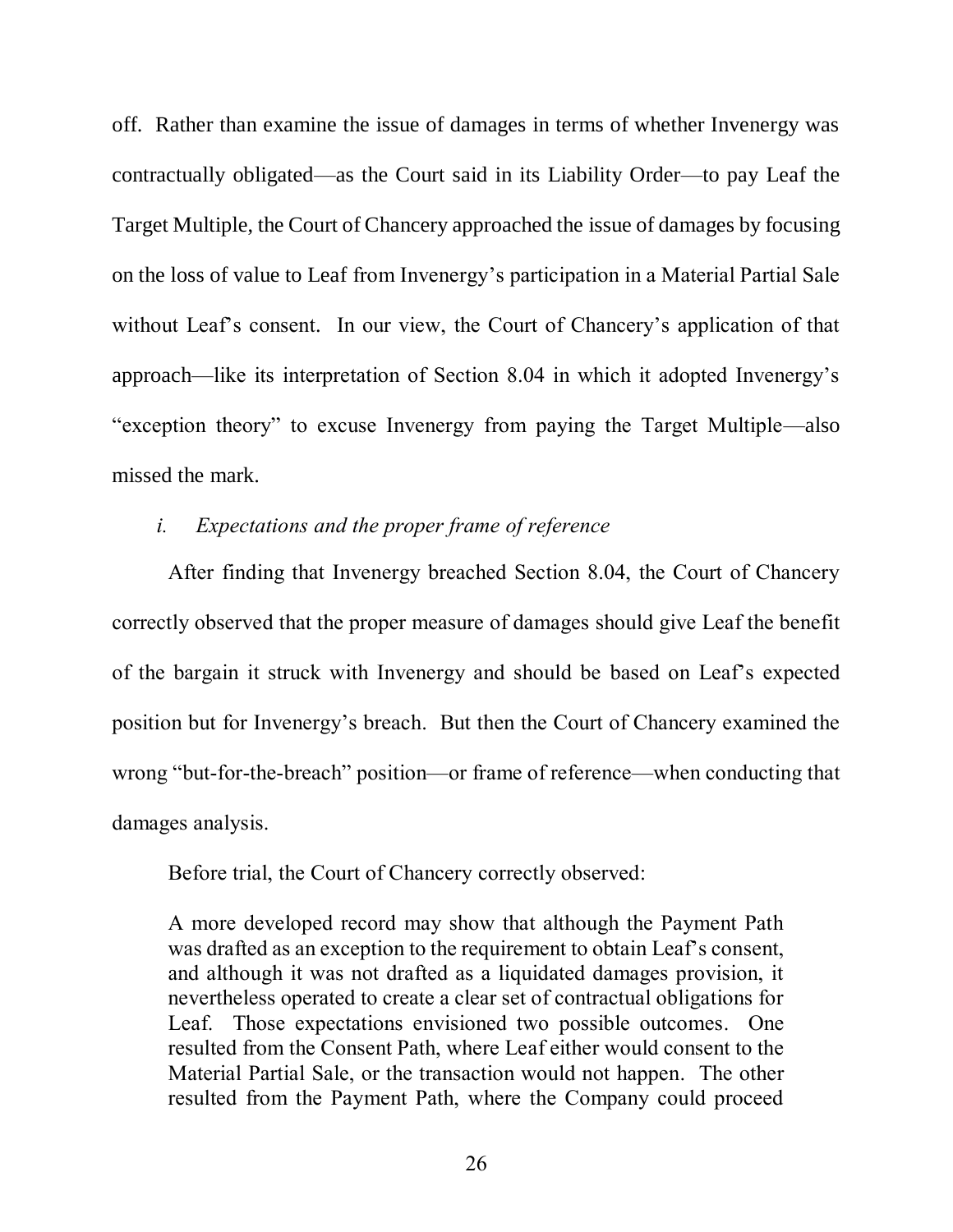off. Rather than examine the issue of damages in terms of whether Invenergy was contractually obligated—as the Court said in its Liability Order—to pay Leaf the Target Multiple, the Court of Chancery approached the issue of damages by focusing on the loss of value to Leaf from Invenergy's participation in a Material Partial Sale without Leaf's consent. In our view, the Court of Chancery's application of that approach—like its interpretation of Section 8.04 in which it adopted Invenergy's "exception theory" to excuse Invenergy from paying the Target Multiple—also missed the mark.

*i. Expectations and the proper frame of reference*

After finding that Invenergy breached Section 8.04, the Court of Chancery correctly observed that the proper measure of damages should give Leaf the benefit of the bargain it struck with Invenergy and should be based on Leaf's expected position but for Invenergy's breach. But then the Court of Chancery examined the wrong "but-for-the-breach" position—or frame of reference—when conducting that damages analysis.

Before trial, the Court of Chancery correctly observed:

> A more developed record may show that although the Payment Path was drafted as an exception to the requirement to obtain Leaf's consent, and although it was not drafted as a liquidated damages provision, it nevertheless operated to create a clear set of contractual obligations for Leaf. Those expectations envisioned two possible outcomes. One resulted from the Consent Path, where Leaf either would consent to the Material Partial Sale, or the transaction would not happen. The other resulted from the Payment Path, where the Company could proceed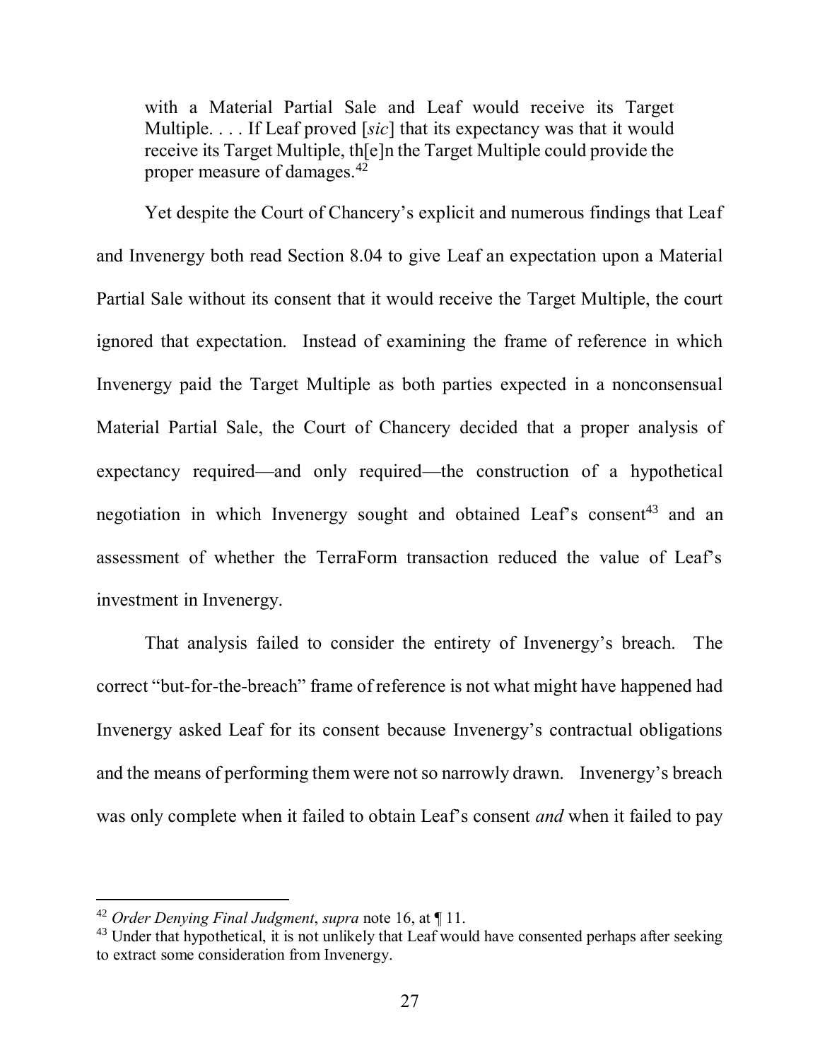> with a Material Partial Sale and Leaf would receive its Target Multiple. . . . If Leaf proved [*sic*] that its expectancy was that it would receive its Target Multiple, th[e]n the Target Multiple could provide the proper measure of damages.[42]

Yet despite the Court of Chancery's explicit and numerous findings that Leaf and Invenergy both read Section 8.04 to give Leaf an expectation upon a Material Partial Sale without its consent that it would receive the Target Multiple, the court ignored that expectation. Instead of examining the frame of reference in which Invenergy paid the Target Multiple as both parties expected in a nonconsensual Material Partial Sale, the Court of Chancery decided that a proper analysis of expectancy required—and only required—the construction of a hypothetical negotiation in which Invenergy sought and obtained Leaf's consent[43] and an assessment of whether the TerraForm transaction reduced the value of Leaf's investment in Invenergy.

That analysis failed to consider the entirety of Invenergy's breach. The correct "but-for-the-breach" frame of reference is not what might have happened had Invenergy asked Leaf for its consent because Invenergy's contractual obligations and the means of performing them were not so narrowly drawn. Invenergy's breach was only complete when it failed to obtain Leaf's consent *and* when it failed to pay

---

[42] *Order Denying Final Judgment*, *supra* note 16, at ¶ 11.

[43] Under that hypothetical, it is not unlikely that Leaf would have consented perhaps after seeking to extract some consideration from Invenergy.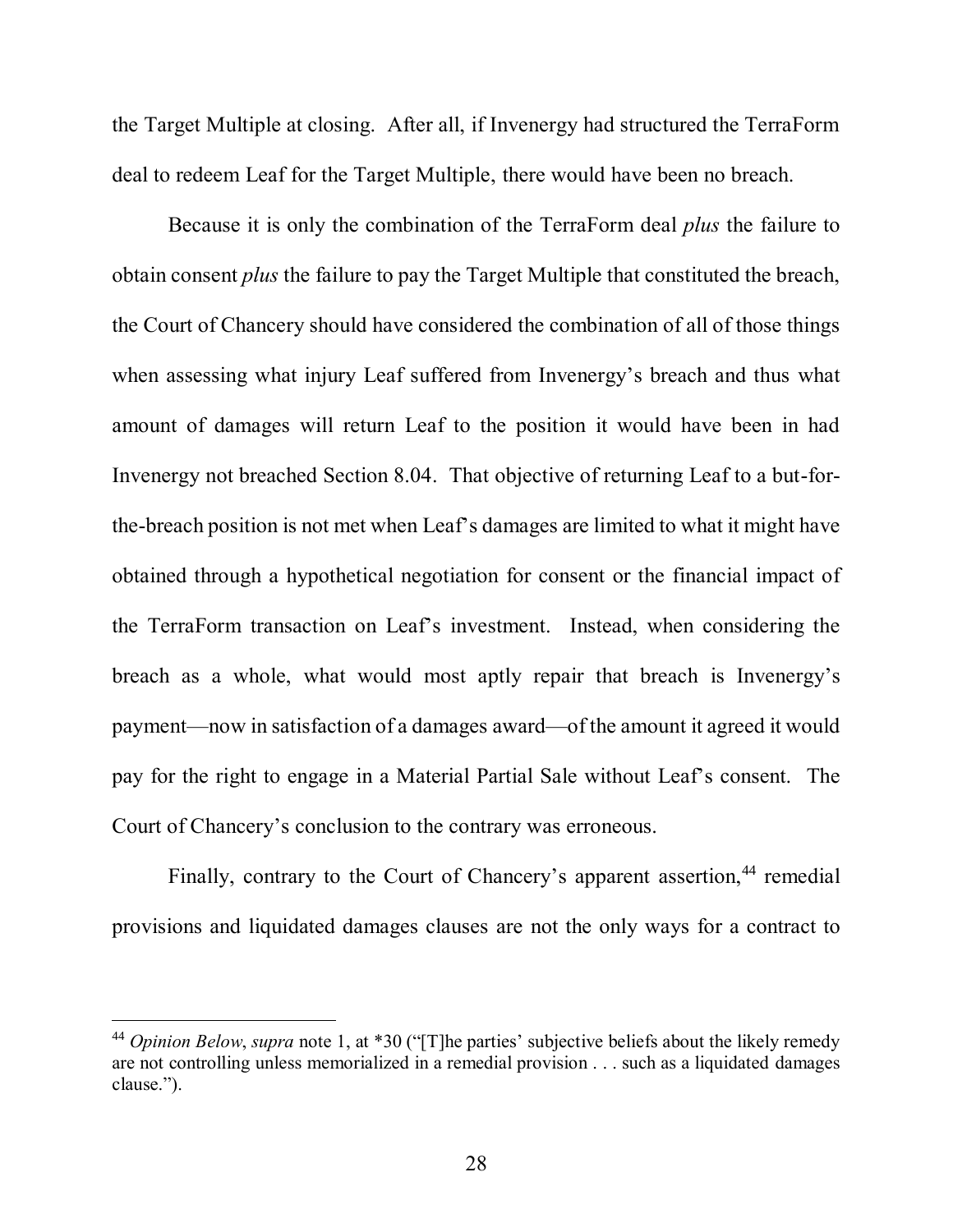the Target Multiple at closing. After all, if Invenergy had structured the TerraForm deal to redeem Leaf for the Target Multiple, there would have been no breach.

Because it is only the combination of the TerraForm deal *plus* the failure to obtain consent *plus* the failure to pay the Target Multiple that constituted the breach, the Court of Chancery should have considered the combination of all of those things when assessing what injury Leaf suffered from Invenergy's breach and thus what amount of damages will return Leaf to the position it would have been in had Invenergy not breached Section 8.04. That objective of returning Leaf to a but-for-the-breach position is not met when Leaf's damages are limited to what it might have obtained through a hypothetical negotiation for consent or the financial impact of the TerraForm transaction on Leaf's investment. Instead, when considering the breach as a whole, what would most aptly repair that breach is Invenergy's payment—now in satisfaction of a damages award—of the amount it agreed it would pay for the right to engage in a Material Partial Sale without Leaf's consent. The Court of Chancery's conclusion to the contrary was erroneous.

Finally, contrary to the Court of Chancery's apparent assertion,[44] remedial provisions and liquidated damages clauses are not the only ways for a contract to

---

[44] *Opinion Below*, *supra* note 1, at *30 ("[T]he parties' subjective beliefs about the likely remedy are not controlling unless memorialized in a remedial provision . . . such as a liquidated damages clause.").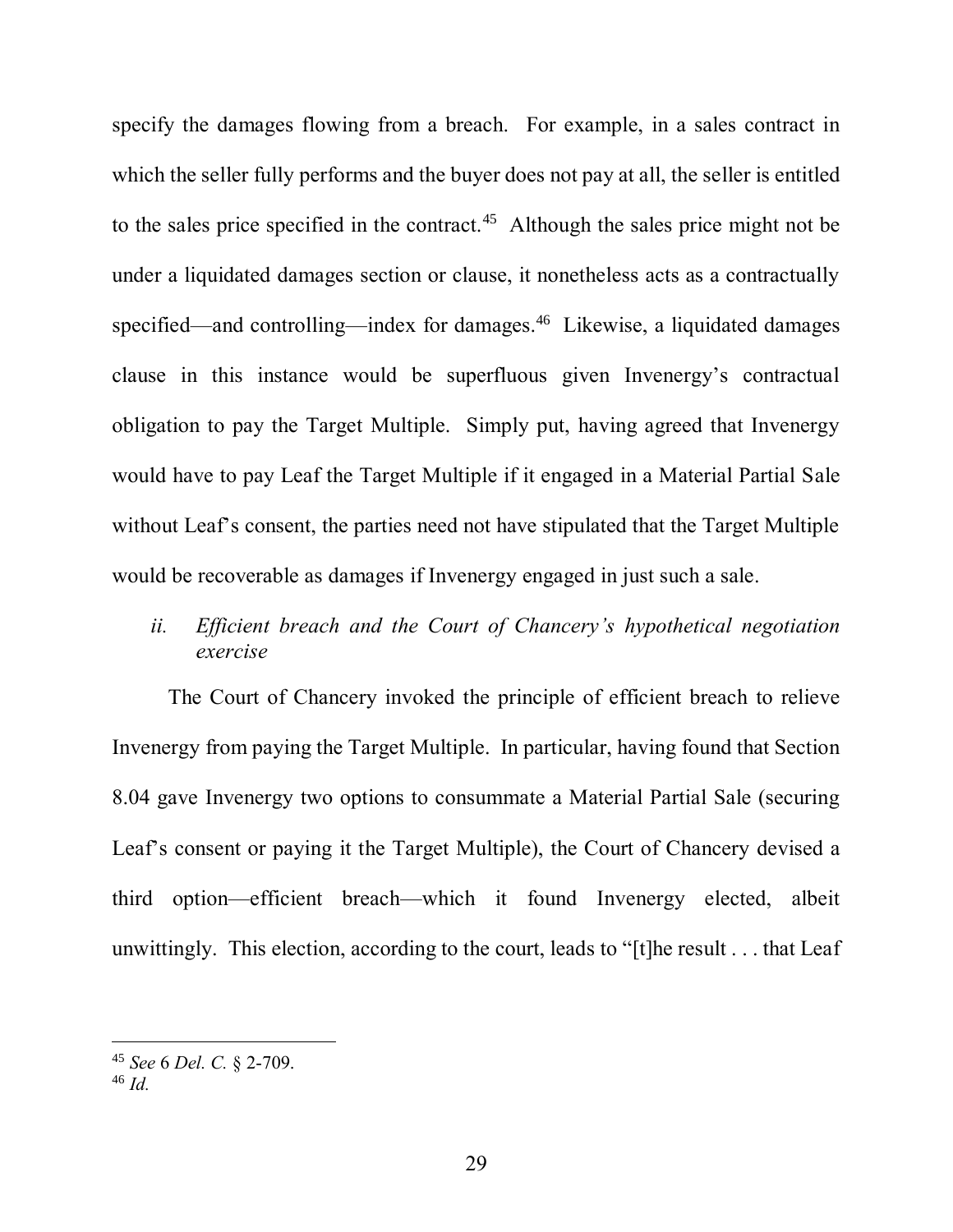specify the damages flowing from a breach. For example, in a sales contract in which the seller fully performs and the buyer does not pay at all, the seller is entitled to the sales price specified in the contract.[45] Although the sales price might not be under a liquidated damages section or clause, it nonetheless acts as a contractually specified—and controlling—index for damages.[46] Likewise, a liquidated damages clause in this instance would be superfluous given Invenergy's contractual obligation to pay the Target Multiple. Simply put, having agreed that Invenergy would have to pay Leaf the Target Multiple if it engaged in a Material Partial Sale without Leaf's consent, the parties need not have stipulated that the Target Multiple would be recoverable as damages if Invenergy engaged in just such a sale.

*ii. Efficient breach and the Court of Chancery's hypothetical negotiation exercise*

The Court of Chancery invoked the principle of efficient breach to relieve Invenergy from paying the Target Multiple. In particular, having found that Section 8.04 gave Invenergy two options to consummate a Material Partial Sale (securing Leaf's consent or paying it the Target Multiple), the Court of Chancery devised a third option—efficient breach—which it found Invenergy elected, albeit unwittingly. This election, according to the court, leads to "[t]he result . . . that Leaf

---

[45] *See* 6 *Del. C.* § 2-709.

[46] *Id.*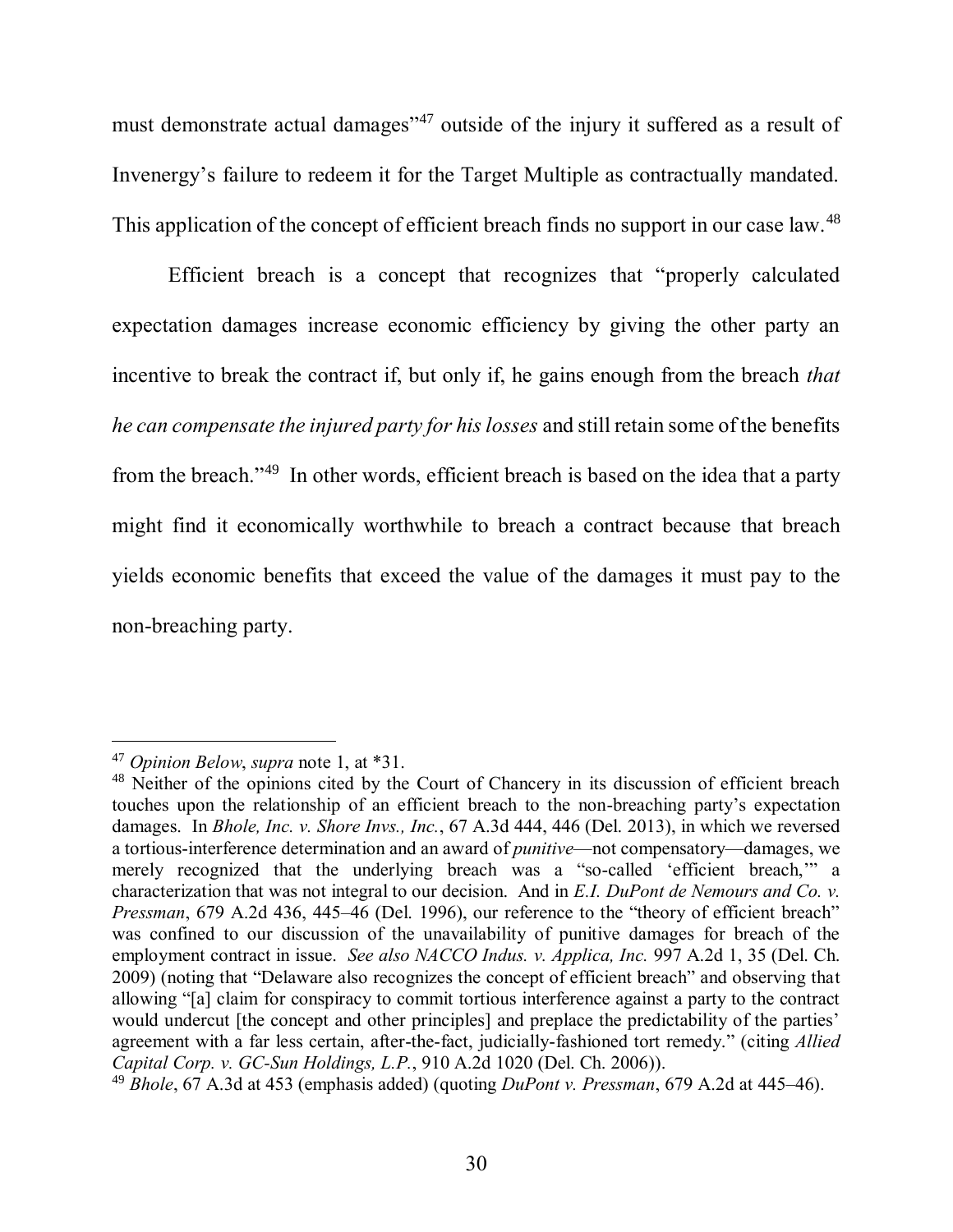must demonstrate actual damages"[47] outside of the injury it suffered as a result of Invenergy's failure to redeem it for the Target Multiple as contractually mandated. This application of the concept of efficient breach finds no support in our case law.[48]

Efficient breach is a concept that recognizes that "properly calculated expectation damages increase economic efficiency by giving the other party an incentive to break the contract if, but only if, he gains enough from the breach *that he can compensate the injured party for his losses* and still retain some of the benefits from the breach."[49] In other words, efficient breach is based on the idea that a party might find it economically worthwhile to breach a contract because that breach yields economic benefits that exceed the value of the damages it must pay to the non-breaching party.

---

[47] *Opinion Below*, *supra* note 1, at *31.

[48] Neither of the opinions cited by the Court of Chancery in its discussion of efficient breach touches upon the relationship of an efficient breach to the non-breaching party's expectation damages. In *Bhole, Inc. v. Shore Invs., Inc.*, 67 A.3d 444, 446 (Del. 2013), in which we reversed a tortious-interference determination and an award of *punitive*—not compensatory—damages, we merely recognized that the underlying breach was a "so-called 'efficient breach,'" a characterization that was not integral to our decision. And in *E.I. DuPont de Nemours and Co. v. Pressman*, 679 A.2d 436, 445–46 (Del. 1996), our reference to the "theory of efficient breach" was confined to our discussion of the unavailability of punitive damages for breach of the employment contract in issue. *See also NACCO Indus. v. Applica, Inc.* 997 A.2d 1, 35 (Del. Ch. 2009) (noting that "Delaware also recognizes the concept of efficient breach" and observing that allowing "[a] claim for conspiracy to commit tortious interference against a party to the contract would undercut [the concept and other principles] and preplace the predictability of the parties' agreement with a far less certain, after-the-fact, judicially-fashioned tort remedy." (citing *Allied Capital Corp. v. GC-Sun Holdings, L.P.*, 910 A.2d 1020 (Del. Ch. 2006)).

[49] *Bhole*, 67 A.3d at 453 (emphasis added) (quoting *DuPont v. Pressman*, 679 A.2d at 445–46).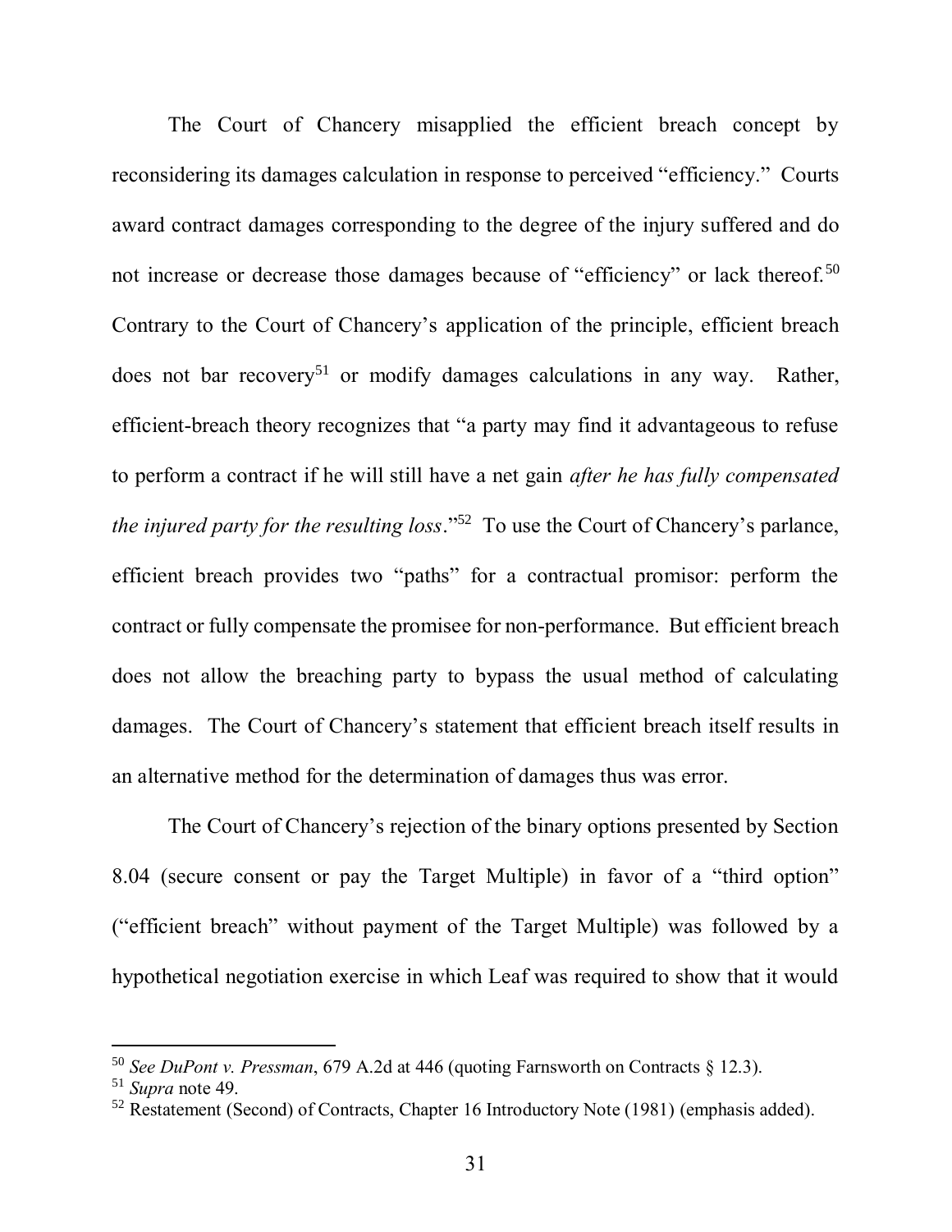The Court of Chancery misapplied the efficient breach concept by reconsidering its damages calculation in response to perceived "efficiency." Courts award contract damages corresponding to the degree of the injury suffered and do not increase or decrease those damages because of "efficiency" or lack thereof.[50] Contrary to the Court of Chancery's application of the principle, efficient breach does not bar recovery[51] or modify damages calculations in any way. Rather, efficient-breach theory recognizes that "a party may find it advantageous to refuse to perform a contract if he will still have a net gain *after he has fully compensated the injured party for the resulting loss*."[52] To use the Court of Chancery's parlance, efficient breach provides two "paths" for a contractual promisor: perform the contract or fully compensate the promisee for non-performance. But efficient breach does not allow the breaching party to bypass the usual method of calculating damages. The Court of Chancery's statement that efficient breach itself results in an alternative method for the determination of damages thus was error.

The Court of Chancery's rejection of the binary options presented by Section 8.04 (secure consent or pay the Target Multiple) in favor of a "third option" ("efficient breach" without payment of the Target Multiple) was followed by a hypothetical negotiation exercise in which Leaf was required to show that it would

---

[50] *See DuPont v. Pressman*, 679 A.2d at 446 (quoting Farnsworth on Contracts § 12.3).

[51] *Supra* note 49.

[52] Restatement (Second) of Contracts, Chapter 16 Introductory Note (1981) (emphasis added).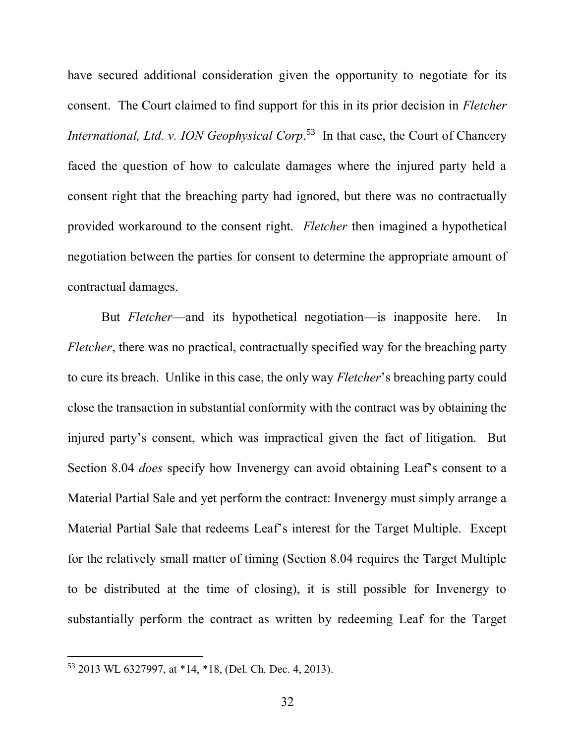have secured additional consideration given the opportunity to negotiate for its consent. The Court claimed to find support for this in its prior decision in *Fletcher International, Ltd. v. ION Geophysical Corp*.[53] In that case, the Court of Chancery faced the question of how to calculate damages where the injured party held a consent right that the breaching party had ignored, but there was no contractually provided workaround to the consent right. *Fletcher* then imagined a hypothetical negotiation between the parties for consent to determine the appropriate amount of contractual damages.

But *Fletcher*—and its hypothetical negotiation—is inapposite here. In *Fletcher*, there was no practical, contractually specified way for the breaching party to cure its breach. Unlike in this case, the only way *Fletcher*'s breaching party could close the transaction in substantial conformity with the contract was by obtaining the injured party's consent, which was impractical given the fact of litigation. But Section 8.04 *does* specify how Invenergy can avoid obtaining Leaf's consent to a Material Partial Sale and yet perform the contract: Invenergy must simply arrange a Material Partial Sale that redeems Leaf's interest for the Target Multiple. Except for the relatively small matter of timing (Section 8.04 requires the Target Multiple to be distributed at the time of closing), it is still possible for Invenergy to substantially perform the contract as written by redeeming Leaf for the Target

---

[53] 2013 WL 6327997, at *14, *18, (Del. Ch. Dec. 4, 2013).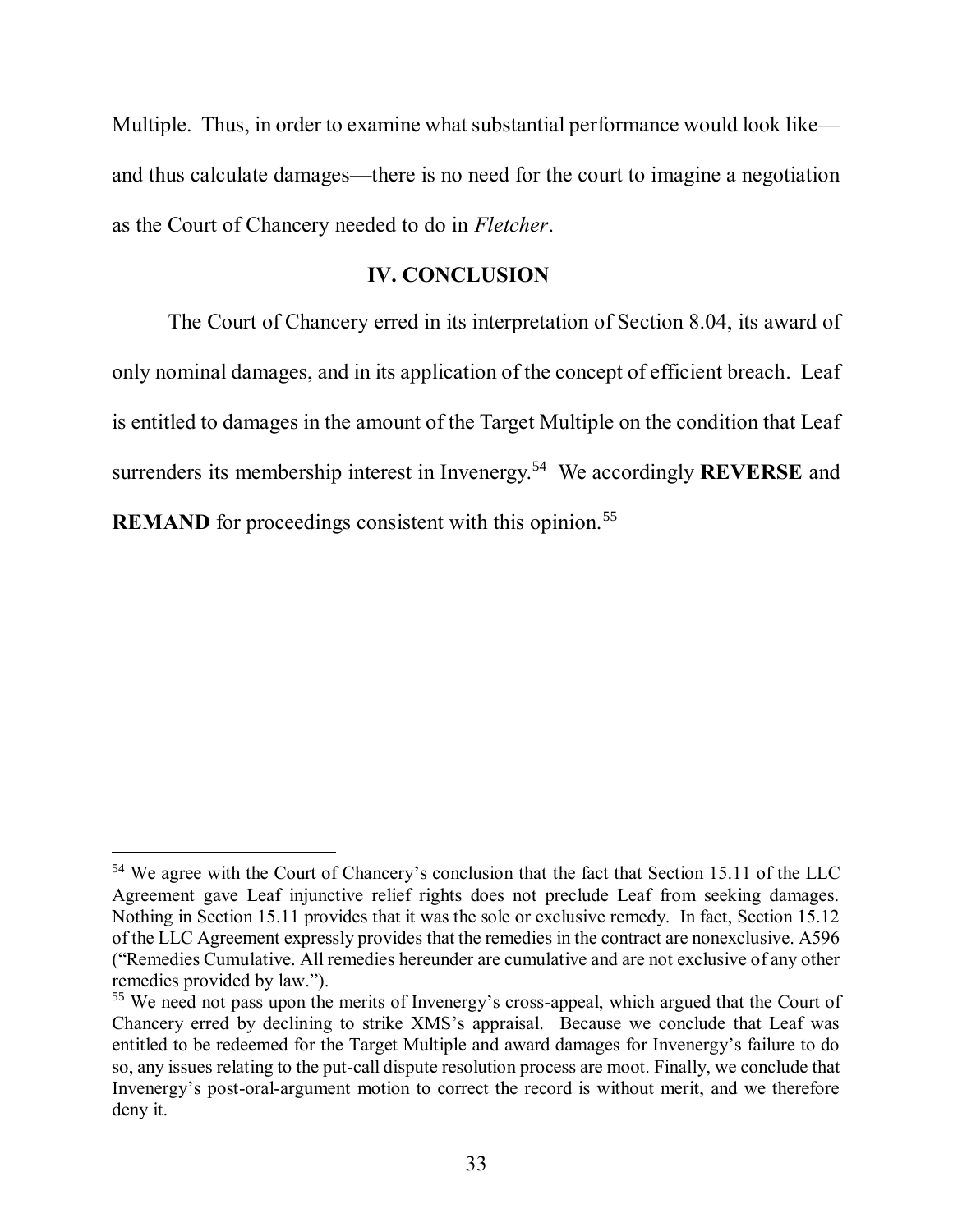Multiple. Thus, in order to examine what substantial performance would look like—and thus calculate damages—there is no need for the court to imagine a negotiation as the Court of Chancery needed to do in *Fletcher*.

## IV. CONCLUSION

The Court of Chancery erred in its interpretation of Section 8.04, its award of only nominal damages, and in its application of the concept of efficient breach. Leaf is entitled to damages in the amount of the Target Multiple on the condition that Leaf surrenders its membership interest in Invenergy.[54] We accordingly **REVERSE** and **REMAND** for proceedings consistent with this opinion.[55]

---

[54] We agree with the Court of Chancery's conclusion that the fact that Section 15.11 of the LLC Agreement gave Leaf injunctive relief rights does not preclude Leaf from seeking damages. Nothing in Section 15.11 provides that it was the sole or exclusive remedy. In fact, Section 15.12 of the LLC Agreement expressly provides that the remedies in the contract are nonexclusive. A596 ("Remedies Cumulative. All remedies hereunder are cumulative and are not exclusive of any other remedies provided by law.").

[55] We need not pass upon the merits of Invenergy's cross-appeal, which argued that the Court of Chancery erred by declining to strike XMS's appraisal. Because we conclude that Leaf was entitled to be redeemed for the Target Multiple and award damages for Invenergy's failure to do so, any issues relating to the put-call dispute resolution process are moot. Finally, we conclude that Invenergy's post-oral-argument motion to correct the record is without merit, and we therefore deny it.